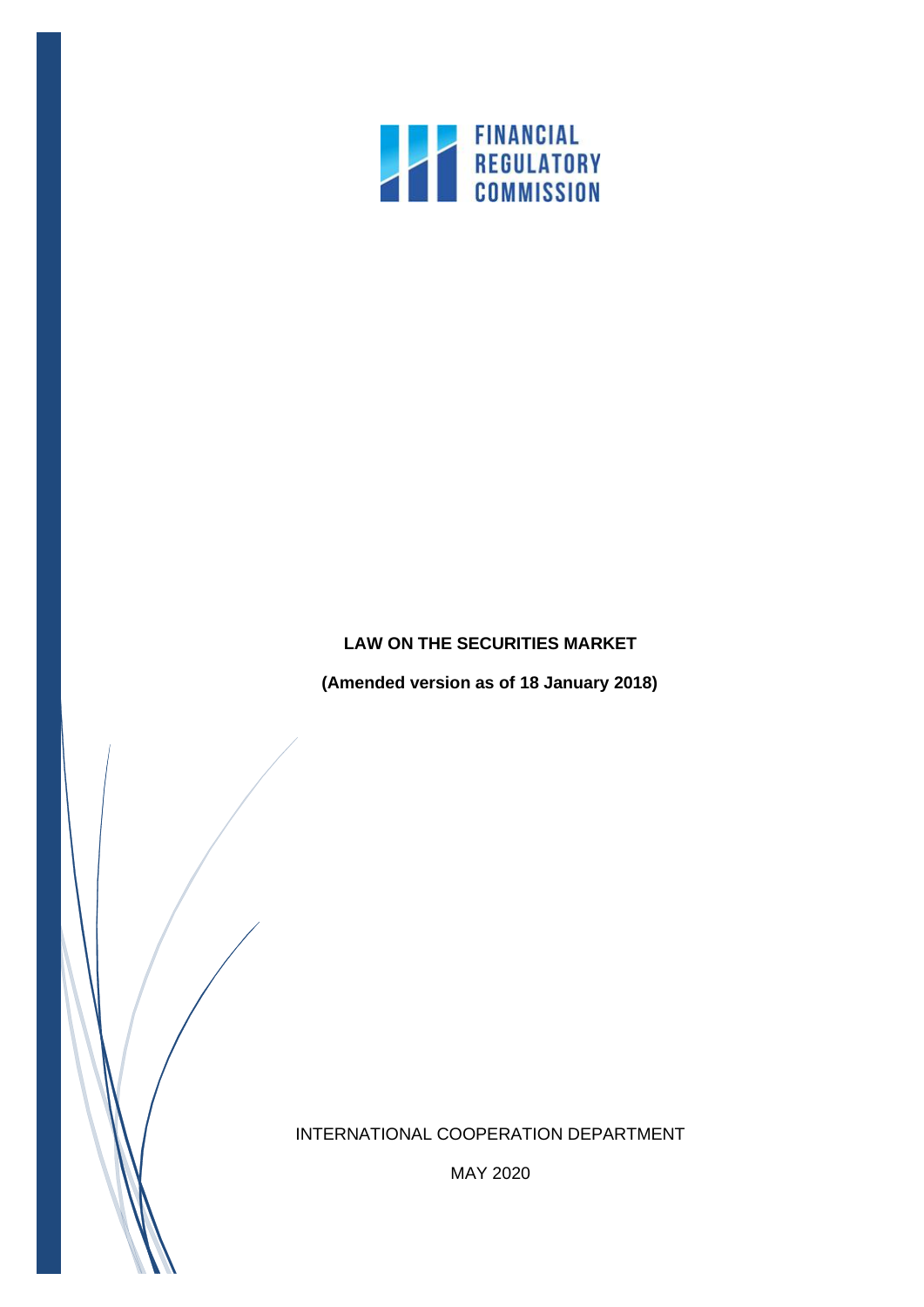FINANCIAL REGULATORY COMMISSION

# LAW ON THE SECURITIES MARKET

**(Amended version as of 18 January 2018)**

INTERNATIONAL COOPERATION DEPARTMENT

MAY 2020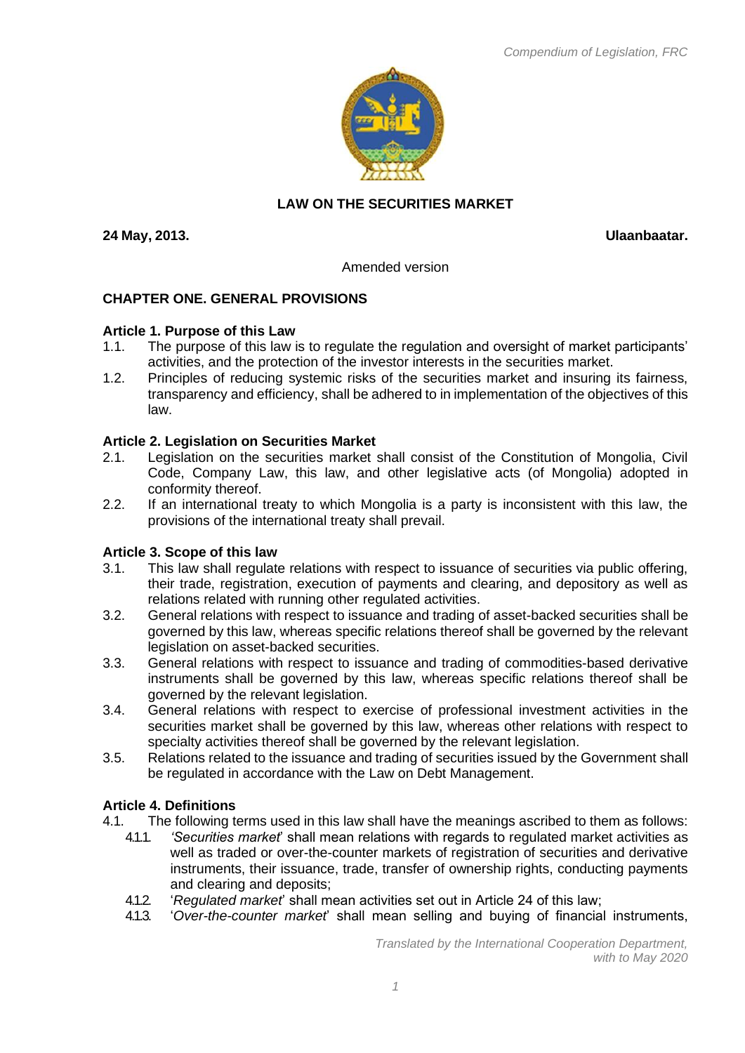**LAW ON THE SECURITIES MARKET**

**24 May, 2013.** **Ulaanbaatar.**

Amended version

## CHAPTER ONE. GENERAL PROVISIONS

### Article 1. Purpose of this Law

1.1. The purpose of this law is to regulate the regulation and oversight of market participants' activities, and the protection of the investor interests in the securities market.

1.2. Principles of reducing systemic risks of the securities market and insuring its fairness, transparency and efficiency, shall be adhered to in implementation of the objectives of this law.

### Article 2. Legislation on Securities Market

2.1. Legislation on the securities market shall consist of the Constitution of Mongolia, Civil Code, Company Law, this law, and other legislative acts (of Mongolia) adopted in conformity thereof.

2.2. If an international treaty to which Mongolia is a party is inconsistent with this law, the provisions of the international treaty shall prevail.

### Article 3. Scope of this law

3.1. This law shall regulate relations with respect to issuance of securities via public offering, their trade, registration, execution of payments and clearing, and depository as well as relations related with running other regulated activities.

3.2. General relations with respect to issuance and trading of asset-backed securities shall be governed by this law, whereas specific relations thereof shall be governed by the relevant legislation on asset-backed securities.

3.3. General relations with respect to issuance and trading of commodities-based derivative instruments shall be governed by this law, whereas specific relations thereof shall be governed by the relevant legislation.

3.4. General relations with respect to exercise of professional investment activities in the securities market shall be governed by this law, whereas other relations with respect to specialty activities thereof shall be governed by the relevant legislation.

3.5. Relations related to the issuance and trading of securities issued by the Government shall be regulated in accordance with the Law on Debt Management.

### Article 4. Definitions

4.1. The following terms used in this law shall have the meanings ascribed to them as follows:

4.1.1. *'Securities market*' shall mean relations with regards to regulated market activities as well as traded or over-the-counter markets of registration of securities and derivative instruments, their issuance, trade, transfer of ownership rights, conducting payments and clearing and deposits;

4.1.2. '*Regulated market*' shall mean activities set out in Article 24 of this law;

4.1.3. '*Over-the-counter market*' shall mean selling and buying of financial instruments,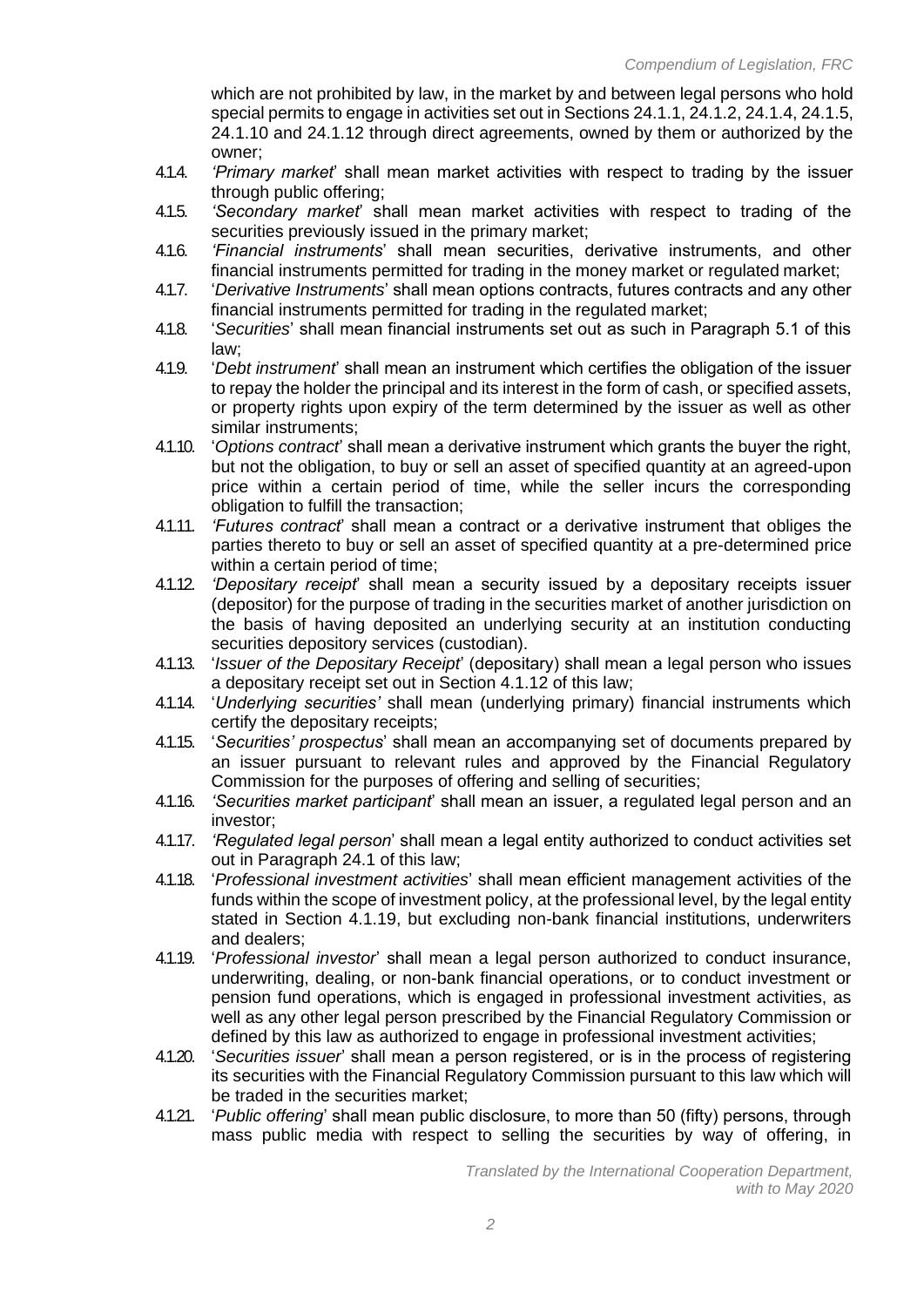which are not prohibited by law, in the market by and between legal persons who hold special permits to engage in activities set out in Sections 24.1.1, 24.1.2, 24.1.4, 24.1.5, 24.1.10 and 24.1.12 through direct agreements, owned by them or authorized by the owner;

4.1.4. *'Primary market'* shall mean market activities with respect to trading by the issuer through public offering;

4.1.5. *'Secondary market'* shall mean market activities with respect to trading of the securities previously issued in the primary market;

4.1.6. *'Financial instruments'* shall mean securities, derivative instruments, and other financial instruments permitted for trading in the money market or regulated market;

4.1.7. '*Derivative Instruments*' shall mean options contracts, futures contracts and any other financial instruments permitted for trading in the regulated market;

4.1.8. '*Securities*' shall mean financial instruments set out as such in Paragraph 5.1 of this law;

4.1.9. '*Debt instrument*' shall mean an instrument which certifies the obligation of the issuer to repay the holder the principal and its interest in the form of cash, or specified assets, or property rights upon expiry of the term determined by the issuer as well as other similar instruments;

4.1.10. '*Options contract*' shall mean a derivative instrument which grants the buyer the right, but not the obligation, to buy or sell an asset of specified quantity at an agreed-upon price within a certain period of time, while the seller incurs the corresponding obligation to fulfill the transaction;

4.1.11. *'Futures contract'* shall mean a contract or a derivative instrument that obliges the parties thereto to buy or sell an asset of specified quantity at a pre-determined price within a certain period of time;

4.1.12. *'Depositary receipt'* shall mean a security issued by a depositary receipts issuer (depositor) for the purpose of trading in the securities market of another jurisdiction on the basis of having deposited an underlying security at an institution conducting securities depository services (custodian).

4.1.13. '*Issuer of the Depositary Receipt*' (depositary) shall mean a legal person who issues a depositary receipt set out in Section 4.1.12 of this law;

4.1.14. '*Underlying securities'* shall mean (underlying primary) financial instruments which certify the depositary receipts;

4.1.15. '*Securities' prospectus*' shall mean an accompanying set of documents prepared by an issuer pursuant to relevant rules and approved by the Financial Regulatory Commission for the purposes of offering and selling of securities;

4.1.16. *'Securities market participant'* shall mean an issuer, a regulated legal person and an investor;

4.1.17. *'Regulated legal person'* shall mean a legal entity authorized to conduct activities set out in Paragraph 24.1 of this law;

4.1.18. '*Professional investment activities*' shall mean efficient management activities of the funds within the scope of investment policy, at the professional level, by the legal entity stated in Section 4.1.19, but excluding non-bank financial institutions, underwriters and dealers;

4.1.19. '*Professional investor*' shall mean a legal person authorized to conduct insurance, underwriting, dealing, or non-bank financial operations, or to conduct investment or pension fund operations, which is engaged in professional investment activities, as well as any other legal person prescribed by the Financial Regulatory Commission or defined by this law as authorized to engage in professional investment activities;

4.1.20. '*Securities issuer*' shall mean a person registered, or is in the process of registering its securities with the Financial Regulatory Commission pursuant to this law which will be traded in the securities market;

4.1.21. '*Public offering*' shall mean public disclosure, to more than 50 (fifty) persons, through mass public media with respect to selling the securities by way of offering, in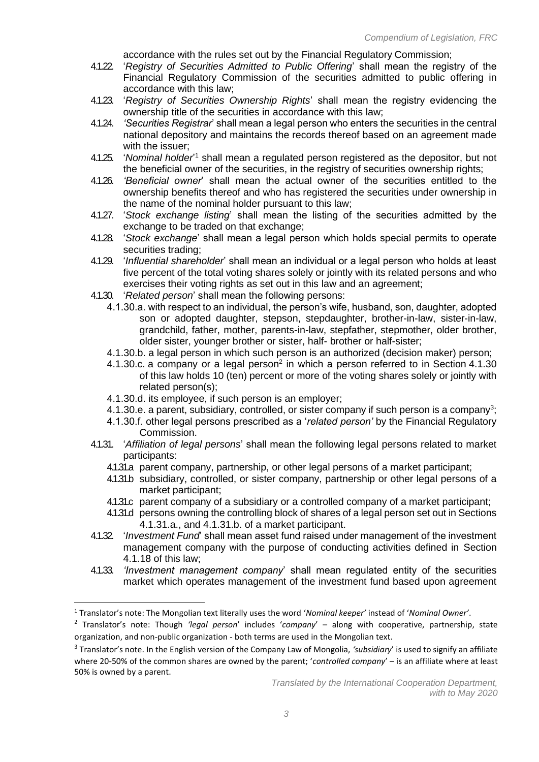accordance with the rules set out by the Financial Regulatory Commission;

4.1.22. '*Registry of Securities Admitted to Public Offering*' shall mean the registry of the Financial Regulatory Commission of the securities admitted to public offering in accordance with this law;

4.1.23. '*Registry of Securities Ownership Rights*' shall mean the registry evidencing the ownership title of the securities in accordance with this law;

4.1.24. *'Securities Registrar*' shall mean a legal person who enters the securities in the central national depository and maintains the records thereof based on an agreement made with the issuer;

4.1.25. '*Nominal holder*'[1] shall mean a regulated person registered as the depositor, but not the beneficial owner of the securities, in the registry of securities ownership rights;

4.1.26. *'Beneficial owner*' shall mean the actual owner of the securities entitled to the ownership benefits thereof and who has registered the securities under ownership in the name of the nominal holder pursuant to this law;

4.1.27. '*Stock exchange listing*' shall mean the listing of the securities admitted by the exchange to be traded on that exchange;

4.1.28. '*Stock exchange*' shall mean a legal person which holds special permits to operate securities trading;

4.1.29. '*Influential shareholder*' shall mean an individual or a legal person who holds at least five percent of the total voting shares solely or jointly with its related persons and who exercises their voting rights as set out in this law and an agreement;

4.1.30. '*Related person*' shall mean the following persons:

- 4.1.30.a. with respect to an individual, the person's wife, husband, son, daughter, adopted son or adopted daughter, stepson, stepdaughter, brother-in-law, sister-in-law, grandchild, father, mother, parents-in-law, stepfather, stepmother, older brother, older sister, younger brother or sister, half- brother or half-sister;
- 4.1.30.b. a legal person in which such person is an authorized (decision maker) person;
- 4.1.30.c. a company or a legal person[2] in which a person referred to in Section 4.1.30 of this law holds 10 (ten) percent or more of the voting shares solely or jointly with related person(s);
- 4.1.30.d. its employee, if such person is an employer;
- 4.1.30.e. a parent, subsidiary, controlled, or sister company if such person is a company[3];
- 4.1.30.f. other legal persons prescribed as a '*related person'* by the Financial Regulatory Commission.

4.1.31. '*Affiliation of legal persons*' shall mean the following legal persons related to market participants:

- 4.1.31.a parent company, partnership, or other legal persons of a market participant;
- 4.1.31.b subsidiary, controlled, or sister company, partnership or other legal persons of a market participant;
- 4.1.31.c parent company of a subsidiary or a controlled company of a market participant;
- 4.1.31.d persons owning the controlling block of shares of a legal person set out in Sections 4.1.31.a., and 4.1.31.b. of a market participant.

4.1.32. '*Investment Fund*' shall mean asset fund raised under management of the investment management company with the purpose of conducting activities defined in Section 4.1.18 of this law;

4.1.33. *'Investment management company*' shall mean regulated entity of the securities market which operates management of the investment fund based upon agreement

---

[1] Translator's note: The Mongolian text literally uses the word '*Nominal keeper'* instead of '*Nominal Owner*'.

[2] Translator's note: Though *'legal person*' includes '*company*' – along with cooperative, partnership, state organization, and non-public organization - both terms are used in the Mongolian text.

[3] Translator's note. In the English version of the Company Law of Mongolia, *'subsidiary*' is used to signify an affiliate where 20-50% of the common shares are owned by the parent; '*controlled company*' – is an affiliate where at least 50% is owned by a parent.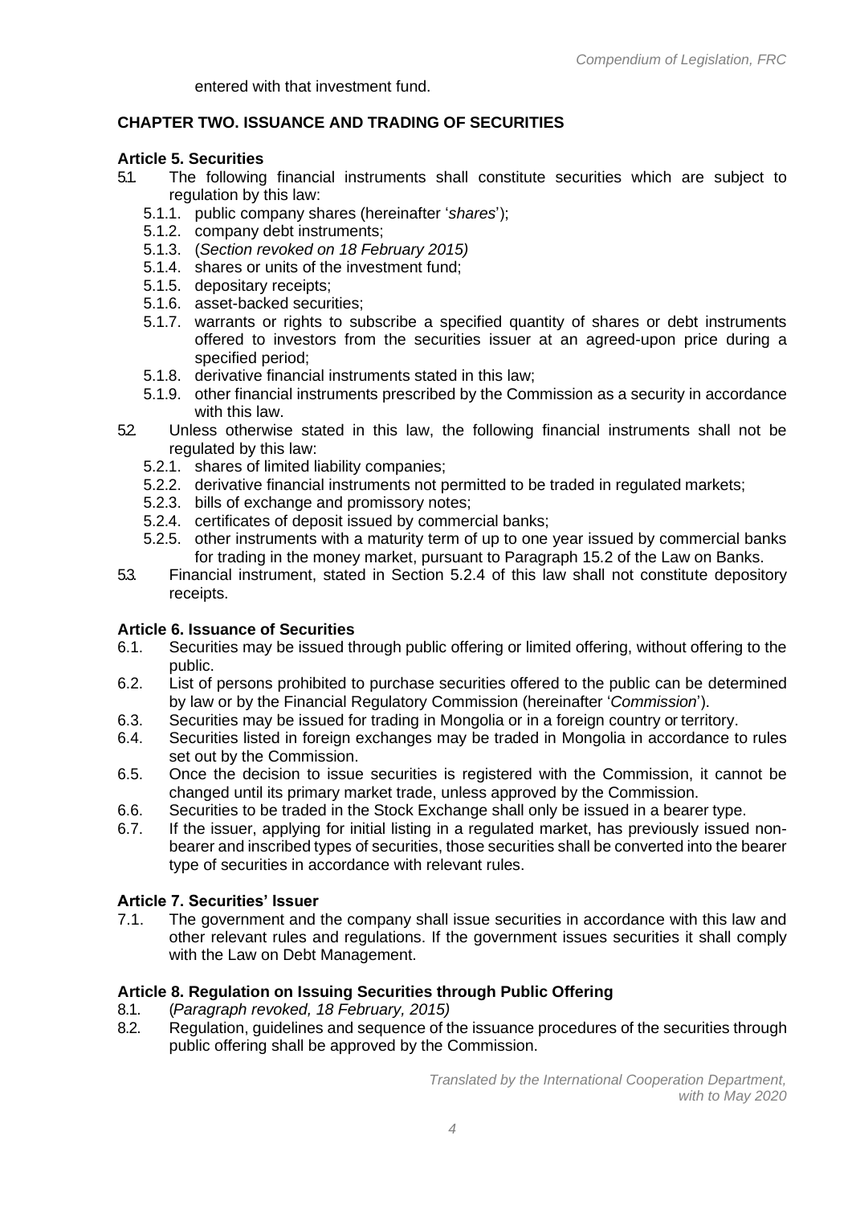entered with that investment fund.

## CHAPTER TWO. ISSUANCE AND TRADING OF SECURITIES

### Article 5. Securities

5.1. The following financial instruments shall constitute securities which are subject to regulation by this law:
   - 5.1.1. public company shares (hereinafter '*shares*');
   - 5.1.2. company debt instruments;
   - 5.1.3. (*Section revoked on 18 February 2015)*
   - 5.1.4. shares or units of the investment fund;
   - 5.1.5. depositary receipts;
   - 5.1.6. asset-backed securities;
   - 5.1.7. warrants or rights to subscribe a specified quantity of shares or debt instruments offered to investors from the securities issuer at an agreed-upon price during a specified period;
   - 5.1.8. derivative financial instruments stated in this law;
   - 5.1.9. other financial instruments prescribed by the Commission as a security in accordance with this law.

5.2. Unless otherwise stated in this law, the following financial instruments shall not be regulated by this law:
   - 5.2.1. shares of limited liability companies;
   - 5.2.2. derivative financial instruments not permitted to be traded in regulated markets;
   - 5.2.3. bills of exchange and promissory notes;
   - 5.2.4. certificates of deposit issued by commercial banks;
   - 5.2.5. other instruments with a maturity term of up to one year issued by commercial banks for trading in the money market, pursuant to Paragraph 15.2 of the Law on Banks.

5.3. Financial instrument, stated in Section 5.2.4 of this law shall not constitute depository receipts.

### Article 6. Issuance of Securities

6.1. Securities may be issued through public offering or limited offering, without offering to the public.

6.2. List of persons prohibited to purchase securities offered to the public can be determined by law or by the Financial Regulatory Commission (hereinafter '*Commission*').

6.3. Securities may be issued for trading in Mongolia or in a foreign country or territory.

6.4. Securities listed in foreign exchanges may be traded in Mongolia in accordance to rules set out by the Commission.

6.5. Once the decision to issue securities is registered with the Commission, it cannot be changed until its primary market trade, unless approved by the Commission.

6.6. Securities to be traded in the Stock Exchange shall only be issued in a bearer type.

6.7. If the issuer, applying for initial listing in a regulated market, has previously issued non-bearer and inscribed types of securities, those securities shall be converted into the bearer type of securities in accordance with relevant rules.

### Article 7. Securities' Issuer

7.1. The government and the company shall issue securities in accordance with this law and other relevant rules and regulations. If the government issues securities it shall comply with the Law on Debt Management.

### Article 8. Regulation on Issuing Securities through Public Offering

8.1. (*Paragraph revoked, 18 February, 2015)*

8.2. Regulation, guidelines and sequence of the issuance procedures of the securities through public offering shall be approved by the Commission.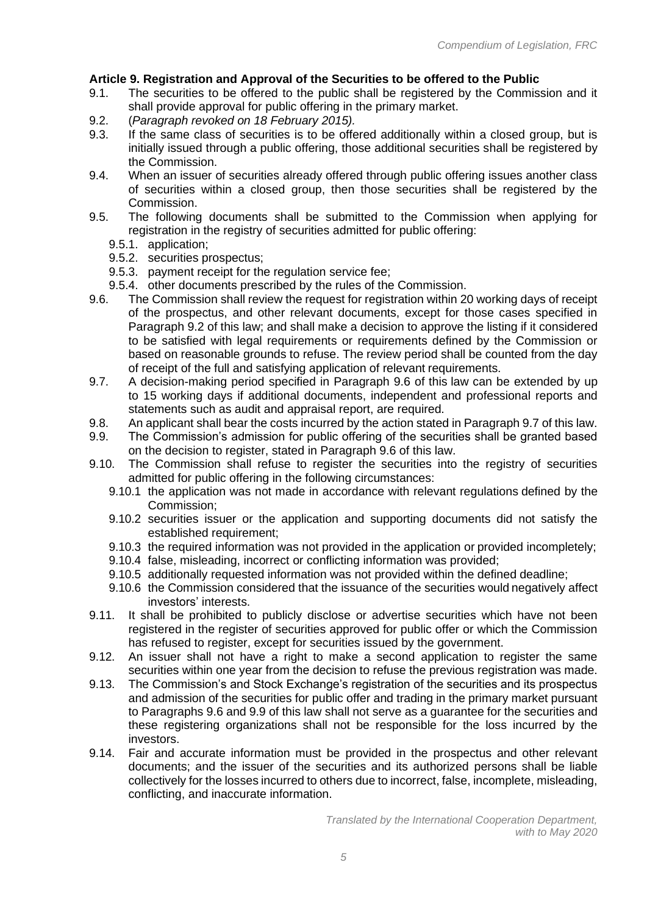**Article 9. Registration and Approval of the Securities to be offered to the Public**

9.1. The securities to be offered to the public shall be registered by the Commission and it shall provide approval for public offering in the primary market.

9.2. (*Paragraph revoked on 18 February 2015).*

9.3. If the same class of securities is to be offered additionally within a closed group, but is initially issued through a public offering, those additional securities shall be registered by the Commission.

9.4. When an issuer of securities already offered through public offering issues another class of securities within a closed group, then those securities shall be registered by the Commission.

9.5. The following documents shall be submitted to the Commission when applying for registration in the registry of securities admitted for public offering:

- 9.5.1. application;
- 9.5.2. securities prospectus;
- 9.5.3. payment receipt for the regulation service fee;
- 9.5.4. other documents prescribed by the rules of the Commission.

9.6. The Commission shall review the request for registration within 20 working days of receipt of the prospectus, and other relevant documents, except for those cases specified in Paragraph 9.2 of this law; and shall make a decision to approve the listing if it considered to be satisfied with legal requirements or requirements defined by the Commission or based on reasonable grounds to refuse. The review period shall be counted from the day of receipt of the full and satisfying application of relevant requirements.

9.7. A decision-making period specified in Paragraph 9.6 of this law can be extended by up to 15 working days if additional documents, independent and professional reports and statements such as audit and appraisal report, are required.

9.8. An applicant shall bear the costs incurred by the action stated in Paragraph 9.7 of this law.

9.9. The Commission's admission for public offering of the securities shall be granted based on the decision to register, stated in Paragraph 9.6 of this law.

9.10. The Commission shall refuse to register the securities into the registry of securities admitted for public offering in the following circumstances:

- 9.10.1 the application was not made in accordance with relevant regulations defined by the Commission;
- 9.10.2 securities issuer or the application and supporting documents did not satisfy the established requirement;
- 9.10.3 the required information was not provided in the application or provided incompletely;
- 9.10.4 false, misleading, incorrect or conflicting information was provided;
- 9.10.5 additionally requested information was not provided within the defined deadline;
- 9.10.6 the Commission considered that the issuance of the securities would negatively affect investors' interests.

9.11. It shall be prohibited to publicly disclose or advertise securities which have not been registered in the register of securities approved for public offer or which the Commission has refused to register, except for securities issued by the government.

9.12. An issuer shall not have a right to make a second application to register the same securities within one year from the decision to refuse the previous registration was made.

9.13. The Commission's and Stock Exchange's registration of the securities and its prospectus and admission of the securities for public offer and trading in the primary market pursuant to Paragraphs 9.6 and 9.9 of this law shall not serve as a guarantee for the securities and these registering organizations shall not be responsible for the loss incurred by the investors.

9.14. Fair and accurate information must be provided in the prospectus and other relevant documents; and the issuer of the securities and its authorized persons shall be liable collectively for the losses incurred to others due to incorrect, false, incomplete, misleading, conflicting, and inaccurate information.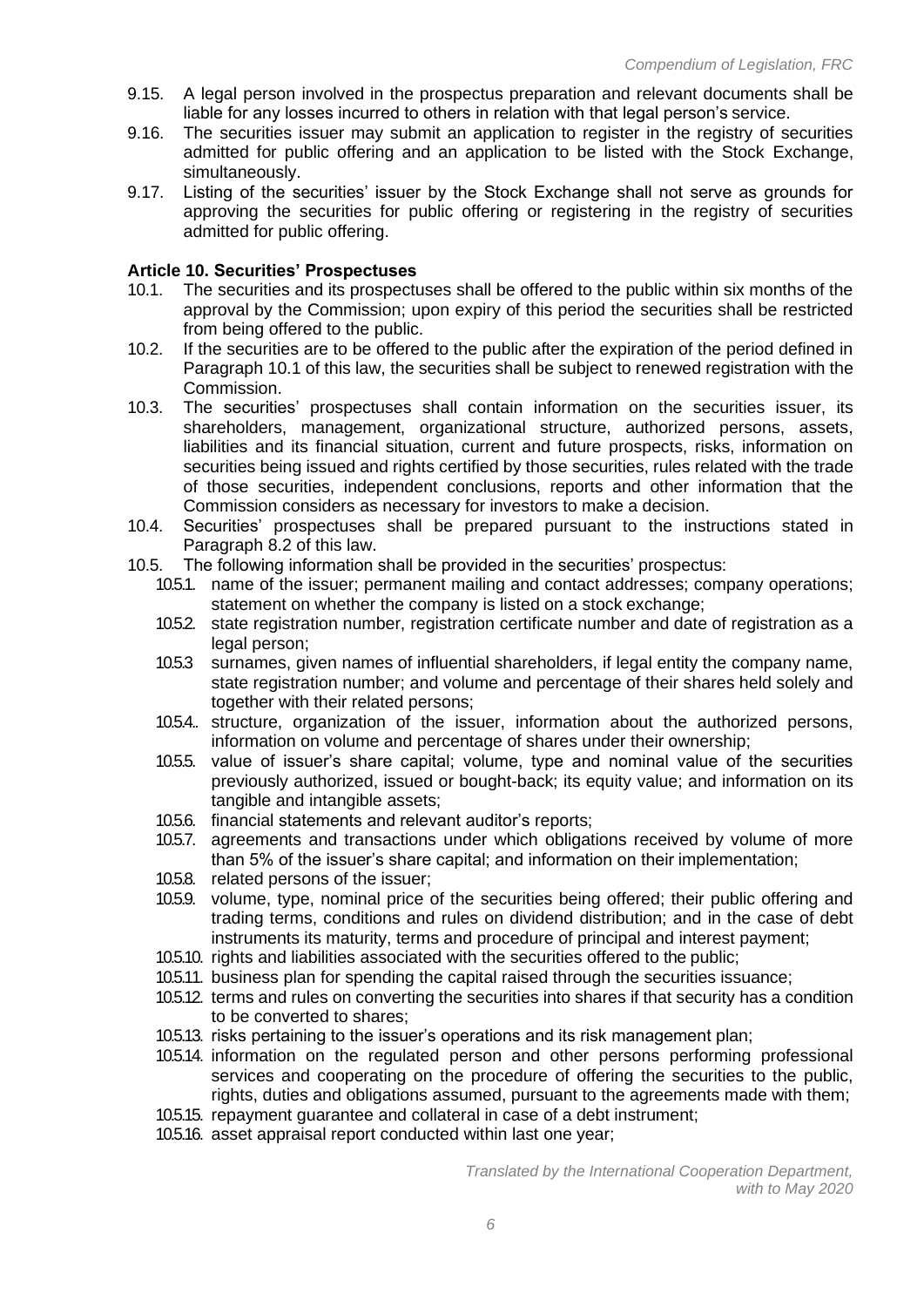9.15. A legal person involved in the prospectus preparation and relevant documents shall be liable for any losses incurred to others in relation with that legal person's service.

9.16. The securities issuer may submit an application to register in the registry of securities admitted for public offering and an application to be listed with the Stock Exchange, simultaneously.

9.17. Listing of the securities' issuer by the Stock Exchange shall not serve as grounds for approving the securities for public offering or registering in the registry of securities admitted for public offering.

**Article 10. Securities' Prospectuses**

10.1. The securities and its prospectuses shall be offered to the public within six months of the approval by the Commission; upon expiry of this period the securities shall be restricted from being offered to the public.

10.2. If the securities are to be offered to the public after the expiration of the period defined in Paragraph 10.1 of this law, the securities shall be subject to renewed registration with the Commission.

10.3. The securities' prospectuses shall contain information on the securities issuer, its shareholders, management, organizational structure, authorized persons, assets, liabilities and its financial situation, current and future prospects, risks, information on securities being issued and rights certified by those securities, rules related with the trade of those securities, independent conclusions, reports and other information that the Commission considers as necessary for investors to make a decision.

10.4. Securities' prospectuses shall be prepared pursuant to the instructions stated in Paragraph 8.2 of this law.

10.5. The following information shall be provided in the securities' prospectus:

- 10.5.1. name of the issuer; permanent mailing and contact addresses; company operations; statement on whether the company is listed on a stock exchange;
- 10.5.2. state registration number, registration certificate number and date of registration as a legal person;
- 10.5.3 surnames, given names of influential shareholders, if legal entity the company name, state registration number; and volume and percentage of their shares held solely and together with their related persons;
- 10.5.4.. structure, organization of the issuer, information about the authorized persons, information on volume and percentage of shares under their ownership;
- 10.5.5. value of issuer's share capital; volume, type and nominal value of the securities previously authorized, issued or bought-back; its equity value; and information on its tangible and intangible assets;
- 10.5.6. financial statements and relevant auditor's reports;
- 10.5.7. agreements and transactions under which obligations received by volume of more than 5% of the issuer's share capital; and information on their implementation;
- 10.5.8. related persons of the issuer;
- 10.5.9. volume, type, nominal price of the securities being offered; their public offering and trading terms, conditions and rules on dividend distribution; and in the case of debt instruments its maturity, terms and procedure of principal and interest payment;
- 10.5.10. rights and liabilities associated with the securities offered to the public;
- 10.5.11. business plan for spending the capital raised through the securities issuance;
- 10.5.12. terms and rules on converting the securities into shares if that security has a condition to be converted to shares;
- 10.5.13. risks pertaining to the issuer's operations and its risk management plan;
- 10.5.14. information on the regulated person and other persons performing professional services and cooperating on the procedure of offering the securities to the public, rights, duties and obligations assumed, pursuant to the agreements made with them;
- 10.5.15. repayment guarantee and collateral in case of a debt instrument;
- 10.5.16. asset appraisal report conducted within last one year;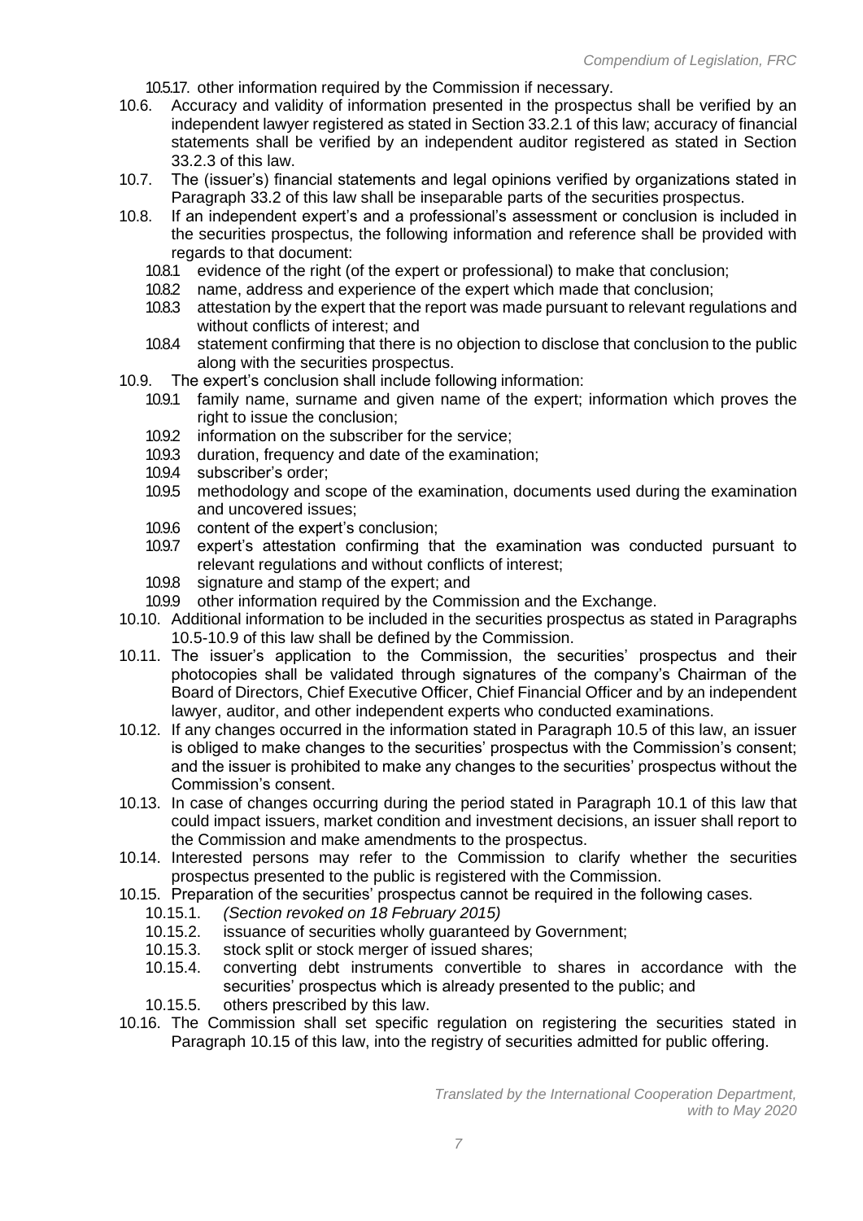10.5.17. other information required by the Commission if necessary.

10.6. Accuracy and validity of information presented in the prospectus shall be verified by an independent lawyer registered as stated in Section 33.2.1 of this law; accuracy of financial statements shall be verified by an independent auditor registered as stated in Section 33.2.3 of this law.

10.7. The (issuer's) financial statements and legal opinions verified by organizations stated in Paragraph 33.2 of this law shall be inseparable parts of the securities prospectus.

10.8. If an independent expert's and a professional's assessment or conclusion is included in the securities prospectus, the following information and reference shall be provided with regards to that document:

- 10.8.1 evidence of the right (of the expert or professional) to make that conclusion;
- 10.8.2 name, address and experience of the expert which made that conclusion;
- 10.8.3 attestation by the expert that the report was made pursuant to relevant regulations and without conflicts of interest; and
- 10.8.4 statement confirming that there is no objection to disclose that conclusion to the public along with the securities prospectus.

10.9. The expert's conclusion shall include following information:

- 10.9.1 family name, surname and given name of the expert; information which proves the right to issue the conclusion;
- 10.9.2 information on the subscriber for the service;
- 10.9.3 duration, frequency and date of the examination;
- 10.9.4 subscriber's order;
- 10.9.5 methodology and scope of the examination, documents used during the examination and uncovered issues;
- 10.9.6 content of the expert's conclusion;
- 10.9.7 expert's attestation confirming that the examination was conducted pursuant to relevant regulations and without conflicts of interest;
- 10.9.8 signature and stamp of the expert; and
- 10.9.9 other information required by the Commission and the Exchange.

10.10. Additional information to be included in the securities prospectus as stated in Paragraphs 10.5-10.9 of this law shall be defined by the Commission.

10.11. The issuer's application to the Commission, the securities' prospectus and their photocopies shall be validated through signatures of the company's Chairman of the Board of Directors, Chief Executive Officer, Chief Financial Officer and by an independent lawyer, auditor, and other independent experts who conducted examinations.

10.12. If any changes occurred in the information stated in Paragraph 10.5 of this law, an issuer is obliged to make changes to the securities' prospectus with the Commission's consent; and the issuer is prohibited to make any changes to the securities' prospectus without the Commission's consent.

10.13. In case of changes occurring during the period stated in Paragraph 10.1 of this law that could impact issuers, market condition and investment decisions, an issuer shall report to the Commission and make amendments to the prospectus.

10.14. Interested persons may refer to the Commission to clarify whether the securities prospectus presented to the public is registered with the Commission.

10.15. Preparation of the securities' prospectus cannot be required in the following cases.

- 10.15.1. *(Section revoked on 18 February 2015)*
- 10.15.2. issuance of securities wholly guaranteed by Government;
- 10.15.3. stock split or stock merger of issued shares;
- 10.15.4. converting debt instruments convertible to shares in accordance with the securities' prospectus which is already presented to the public; and
- 10.15.5. others prescribed by this law.

10.16. The Commission shall set specific regulation on registering the securities stated in Paragraph 10.15 of this law, into the registry of securities admitted for public offering.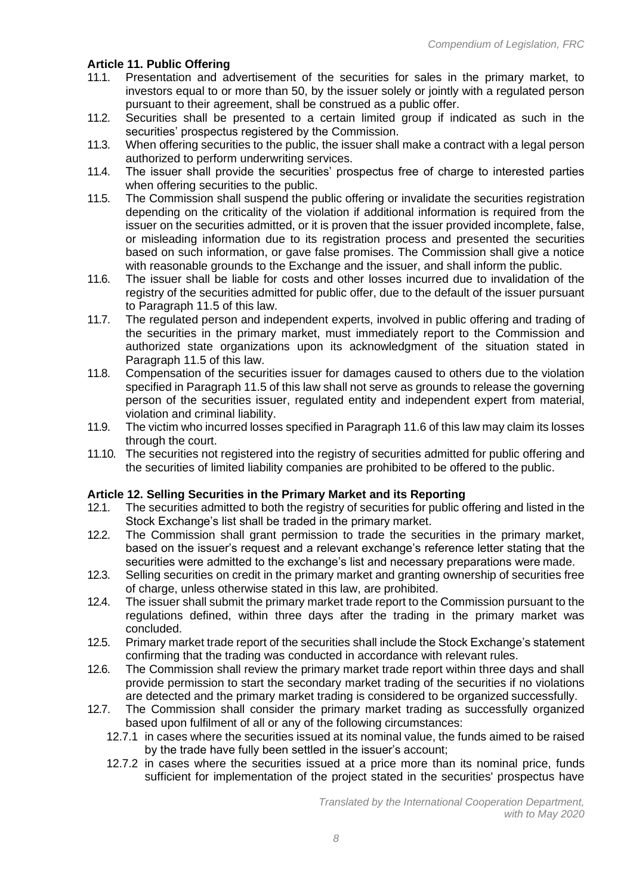### Article 11. Public Offering

11.1. Presentation and advertisement of the securities for sales in the primary market, to investors equal to or more than 50, by the issuer solely or jointly with a regulated person pursuant to their agreement, shall be construed as a public offer.

11.2. Securities shall be presented to a certain limited group if indicated as such in the securities' prospectus registered by the Commission.

11.3. When offering securities to the public, the issuer shall make a contract with a legal person authorized to perform underwriting services.

11.4. The issuer shall provide the securities' prospectus free of charge to interested parties when offering securities to the public.

11.5. The Commission shall suspend the public offering or invalidate the securities registration depending on the criticality of the violation if additional information is required from the issuer on the securities admitted, or it is proven that the issuer provided incomplete, false, or misleading information due to its registration process and presented the securities based on such information, or gave false promises. The Commission shall give a notice with reasonable grounds to the Exchange and the issuer, and shall inform the public.

11.6. The issuer shall be liable for costs and other losses incurred due to invalidation of the registry of the securities admitted for public offer, due to the default of the issuer pursuant to Paragraph 11.5 of this law.

11.7. The regulated person and independent experts, involved in public offering and trading of the securities in the primary market, must immediately report to the Commission and authorized state organizations upon its acknowledgment of the situation stated in Paragraph 11.5 of this law.

11.8. Compensation of the securities issuer for damages caused to others due to the violation specified in Paragraph 11.5 of this law shall not serve as grounds to release the governing person of the securities issuer, regulated entity and independent expert from material, violation and criminal liability.

11.9. The victim who incurred losses specified in Paragraph 11.6 of this law may claim its losses through the court.

11.10. The securities not registered into the registry of securities admitted for public offering and the securities of limited liability companies are prohibited to be offered to the public.

### Article 12. Selling Securities in the Primary Market and its Reporting

12.1. The securities admitted to both the registry of securities for public offering and listed in the Stock Exchange's list shall be traded in the primary market.

12.2. The Commission shall grant permission to trade the securities in the primary market, based on the issuer's request and a relevant exchange's reference letter stating that the securities were admitted to the exchange's list and necessary preparations were made.

12.3. Selling securities on credit in the primary market and granting ownership of securities free of charge, unless otherwise stated in this law, are prohibited.

12.4. The issuer shall submit the primary market trade report to the Commission pursuant to the regulations defined, within three days after the trading in the primary market was concluded.

12.5. Primary market trade report of the securities shall include the Stock Exchange's statement confirming that the trading was conducted in accordance with relevant rules.

12.6. The Commission shall review the primary market trade report within three days and shall provide permission to start the secondary market trading of the securities if no violations are detected and the primary market trading is considered to be organized successfully.

12.7. The Commission shall consider the primary market trading as successfully organized based upon fulfilment of all or any of the following circumstances:

- 12.7.1 in cases where the securities issued at its nominal value, the funds aimed to be raised by the trade have fully been settled in the issuer's account;
- 12.7.2 in cases where the securities issued at a price more than its nominal price, funds sufficient for implementation of the project stated in the securities' prospectus have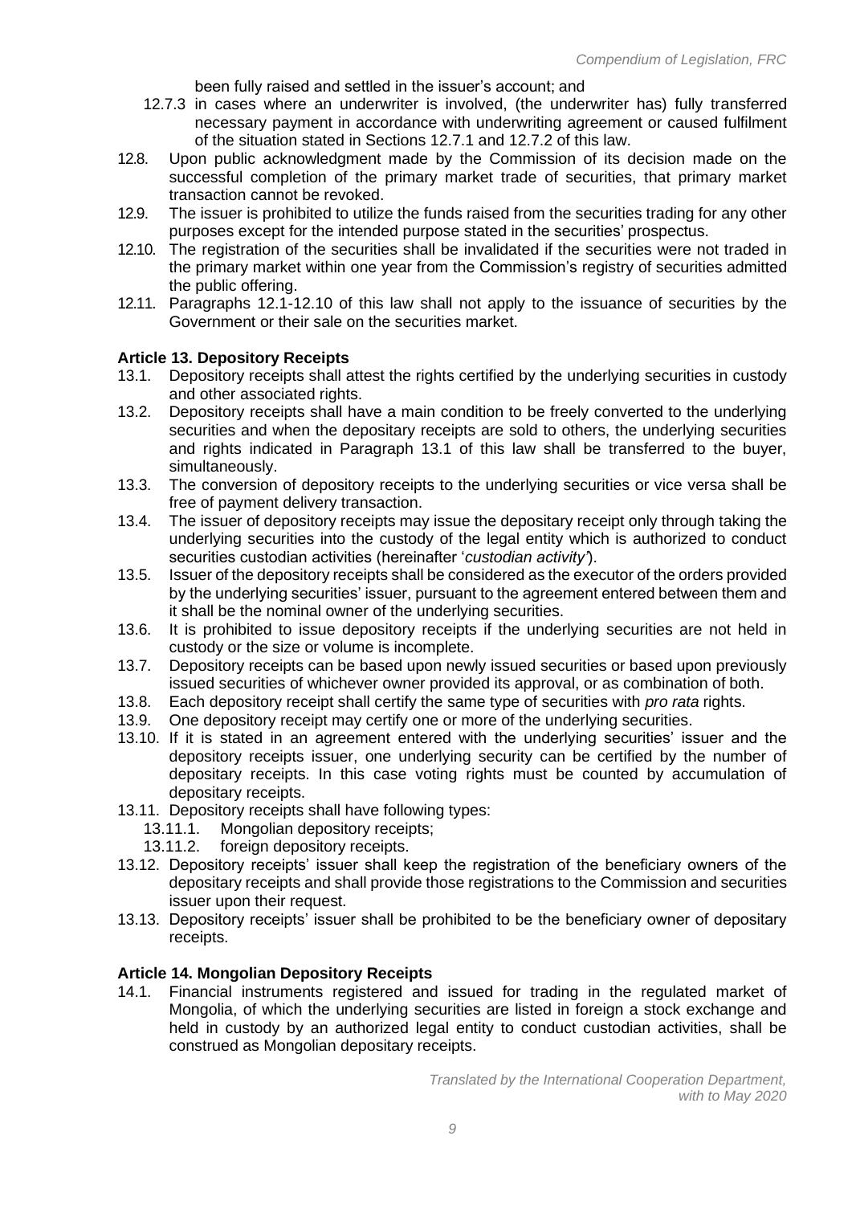been fully raised and settled in the issuer's account; and

12.7.3 in cases where an underwriter is involved, (the underwriter has) fully transferred necessary payment in accordance with underwriting agreement or caused fulfilment of the situation stated in Sections 12.7.1 and 12.7.2 of this law.

12.8. Upon public acknowledgment made by the Commission of its decision made on the successful completion of the primary market trade of securities, that primary market transaction cannot be revoked.

12.9. The issuer is prohibited to utilize the funds raised from the securities trading for any other purposes except for the intended purpose stated in the securities' prospectus.

12.10. The registration of the securities shall be invalidated if the securities were not traded in the primary market within one year from the Commission's registry of securities admitted the public offering.

12.11. Paragraphs 12.1-12.10 of this law shall not apply to the issuance of securities by the Government or their sale on the securities market.

### Article 13. Depository Receipts

13.1. Depository receipts shall attest the rights certified by the underlying securities in custody and other associated rights.

13.2. Depository receipts shall have a main condition to be freely converted to the underlying securities and when the depositary receipts are sold to others, the underlying securities and rights indicated in Paragraph 13.1 of this law shall be transferred to the buyer, simultaneously.

13.3. The conversion of depository receipts to the underlying securities or vice versa shall be free of payment delivery transaction.

13.4. The issuer of depository receipts may issue the depositary receipt only through taking the underlying securities into the custody of the legal entity which is authorized to conduct securities custodian activities (hereinafter '*custodian activity*').

13.5. Issuer of the depository receipts shall be considered as the executor of the orders provided by the underlying securities' issuer, pursuant to the agreement entered between them and it shall be the nominal owner of the underlying securities.

13.6. It is prohibited to issue depository receipts if the underlying securities are not held in custody or the size or volume is incomplete.

13.7. Depository receipts can be based upon newly issued securities or based upon previously issued securities of whichever owner provided its approval, or as combination of both.

13.8. Each depository receipt shall certify the same type of securities with *pro rata* rights.

13.9. One depository receipt may certify one or more of the underlying securities.

13.10. If it is stated in an agreement entered with the underlying securities' issuer and the depository receipts issuer, one underlying security can be certified by the number of depositary receipts. In this case voting rights must be counted by accumulation of depositary receipts.

13.11. Depository receipts shall have following types:

13.11.1. Mongolian depository receipts;

13.11.2. foreign depository receipts.

13.12. Depository receipts' issuer shall keep the registration of the beneficiary owners of the depositary receipts and shall provide those registrations to the Commission and securities issuer upon their request.

13.13. Depository receipts' issuer shall be prohibited to be the beneficiary owner of depositary receipts.

### Article 14. Mongolian Depository Receipts

14.1. Financial instruments registered and issued for trading in the regulated market of Mongolia, of which the underlying securities are listed in foreign a stock exchange and held in custody by an authorized legal entity to conduct custodian activities, shall be construed as Mongolian depositary receipts.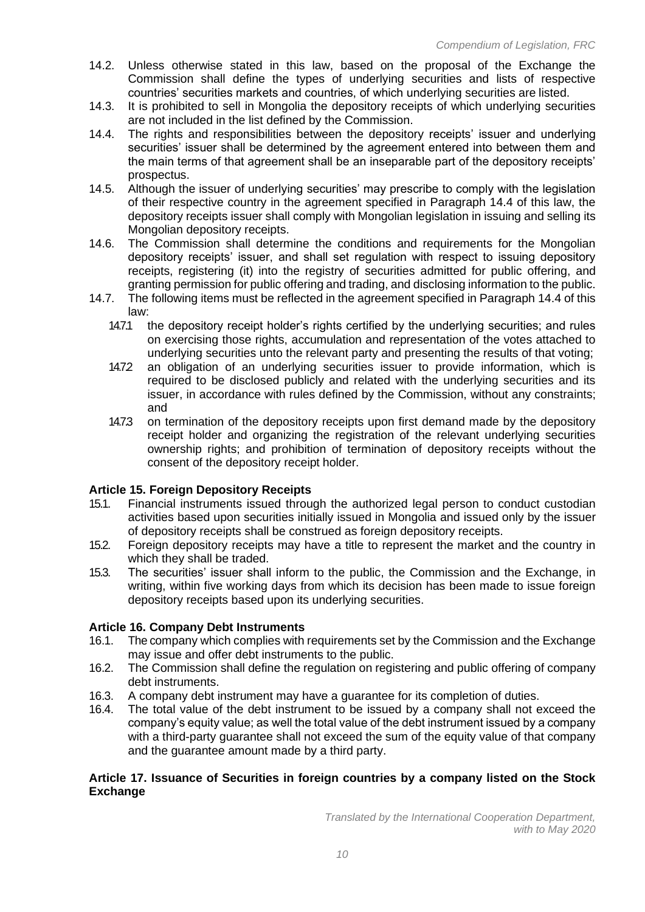14.2. Unless otherwise stated in this law, based on the proposal of the Exchange the Commission shall define the types of underlying securities and lists of respective countries' securities markets and countries, of which underlying securities are listed.

14.3. It is prohibited to sell in Mongolia the depository receipts of which underlying securities are not included in the list defined by the Commission.

14.4. The rights and responsibilities between the depository receipts' issuer and underlying securities' issuer shall be determined by the agreement entered into between them and the main terms of that agreement shall be an inseparable part of the depository receipts' prospectus.

14.5. Although the issuer of underlying securities' may prescribe to comply with the legislation of their respective country in the agreement specified in Paragraph 14.4 of this law, the depository receipts issuer shall comply with Mongolian legislation in issuing and selling its Mongolian depository receipts.

14.6. The Commission shall determine the conditions and requirements for the Mongolian depository receipts' issuer, and shall set regulation with respect to issuing depository receipts, registering (it) into the registry of securities admitted for public offering, and granting permission for public offering and trading, and disclosing information to the public.

14.7. The following items must be reflected in the agreement specified in Paragraph 14.4 of this law:

- 14.7.1 the depository receipt holder's rights certified by the underlying securities; and rules on exercising those rights, accumulation and representation of the votes attached to underlying securities unto the relevant party and presenting the results of that voting;
- 14.7.2 an obligation of an underlying securities issuer to provide information, which is required to be disclosed publicly and related with the underlying securities and its issuer, in accordance with rules defined by the Commission, without any constraints; and
- 14.7.3 on termination of the depository receipts upon first demand made by the depository receipt holder and organizing the registration of the relevant underlying securities ownership rights; and prohibition of termination of depository receipts without the consent of the depository receipt holder.

### Article 15. Foreign Depository Receipts

15.1. Financial instruments issued through the authorized legal person to conduct custodian activities based upon securities initially issued in Mongolia and issued only by the issuer of depository receipts shall be construed as foreign depository receipts.

15.2. Foreign depository receipts may have a title to represent the market and the country in which they shall be traded.

15.3. The securities' issuer shall inform to the public, the Commission and the Exchange, in writing, within five working days from which its decision has been made to issue foreign depository receipts based upon its underlying securities.

### Article 16. Company Debt Instruments

16.1. The company which complies with requirements set by the Commission and the Exchange may issue and offer debt instruments to the public.

16.2. The Commission shall define the regulation on registering and public offering of company debt instruments.

16.3. A company debt instrument may have a guarantee for its completion of duties.

16.4. The total value of the debt instrument to be issued by a company shall not exceed the company's equity value; as well the total value of the debt instrument issued by a company with a third-party guarantee shall not exceed the sum of the equity value of that company and the guarantee amount made by a third party.

### Article 17. Issuance of Securities in foreign countries by a company listed on the Stock Exchange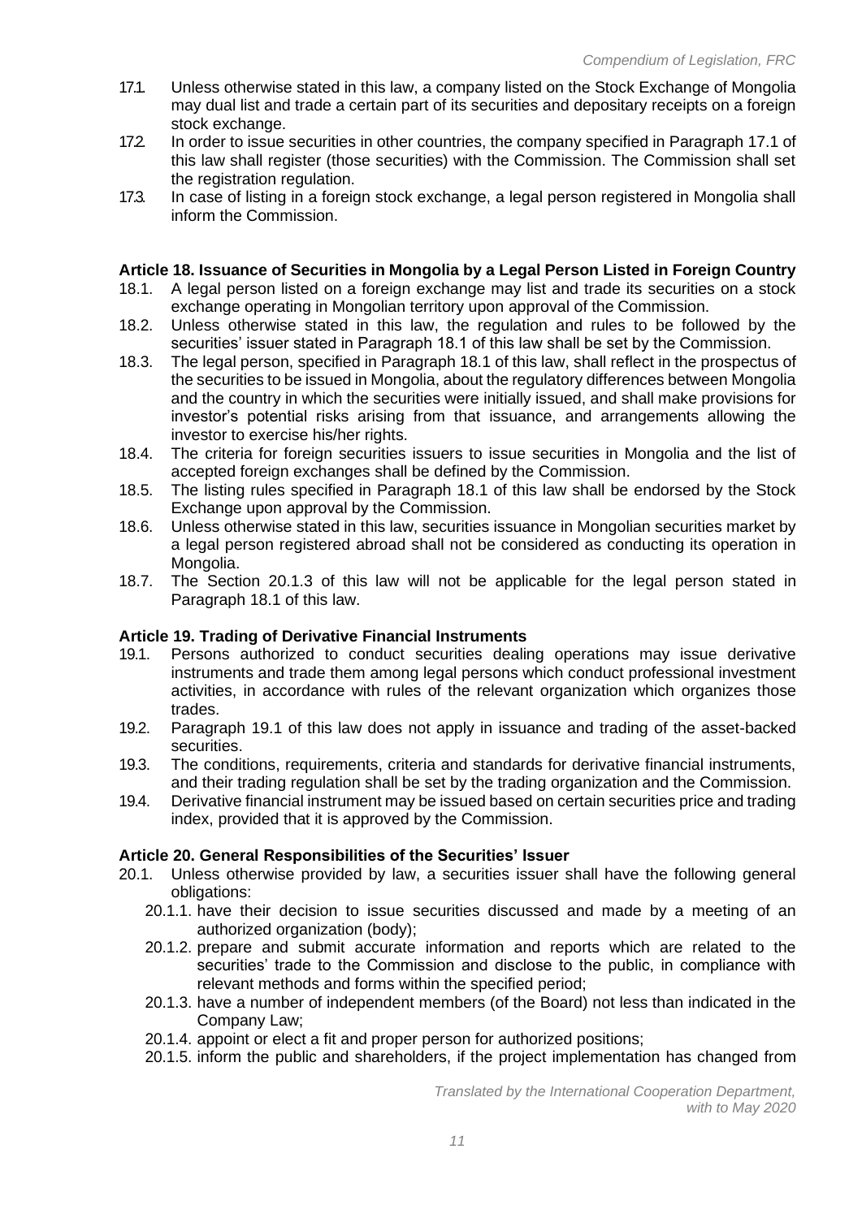17.1. Unless otherwise stated in this law, a company listed on the Stock Exchange of Mongolia may dual list and trade a certain part of its securities and depositary receipts on a foreign stock exchange.

17.2. In order to issue securities in other countries, the company specified in Paragraph 17.1 of this law shall register (those securities) with the Commission. The Commission shall set the registration regulation.

17.3. In case of listing in a foreign stock exchange, a legal person registered in Mongolia shall inform the Commission.

### Article 18. Issuance of Securities in Mongolia by a Legal Person Listed in Foreign Country

18.1. A legal person listed on a foreign exchange may list and trade its securities on a stock exchange operating in Mongolian territory upon approval of the Commission.

18.2. Unless otherwise stated in this law, the regulation and rules to be followed by the securities' issuer stated in Paragraph 18.1 of this law shall be set by the Commission.

18.3. The legal person, specified in Paragraph 18.1 of this law, shall reflect in the prospectus of the securities to be issued in Mongolia, about the regulatory differences between Mongolia and the country in which the securities were initially issued, and shall make provisions for investor's potential risks arising from that issuance, and arrangements allowing the investor to exercise his/her rights.

18.4. The criteria for foreign securities issuers to issue securities in Mongolia and the list of accepted foreign exchanges shall be defined by the Commission.

18.5. The listing rules specified in Paragraph 18.1 of this law shall be endorsed by the Stock Exchange upon approval by the Commission.

18.6. Unless otherwise stated in this law, securities issuance in Mongolian securities market by a legal person registered abroad shall not be considered as conducting its operation in Mongolia.

18.7. The Section 20.1.3 of this law will not be applicable for the legal person stated in Paragraph 18.1 of this law.

### Article 19. Trading of Derivative Financial Instruments

19.1. Persons authorized to conduct securities dealing operations may issue derivative instruments and trade them among legal persons which conduct professional investment activities, in accordance with rules of the relevant organization which organizes those trades.

19.2. Paragraph 19.1 of this law does not apply in issuance and trading of the asset-backed securities.

19.3. The conditions, requirements, criteria and standards for derivative financial instruments, and their trading regulation shall be set by the trading organization and the Commission.

19.4. Derivative financial instrument may be issued based on certain securities price and trading index, provided that it is approved by the Commission.

### Article 20. General Responsibilities of the Securities' Issuer

20.1. Unless otherwise provided by law, a securities issuer shall have the following general obligations:

- 20.1.1. have their decision to issue securities discussed and made by a meeting of an authorized organization (body);
- 20.1.2. prepare and submit accurate information and reports which are related to the securities' trade to the Commission and disclose to the public, in compliance with relevant methods and forms within the specified period;
- 20.1.3. have a number of independent members (of the Board) not less than indicated in the Company Law;
- 20.1.4. appoint or elect a fit and proper person for authorized positions;
- 20.1.5. inform the public and shareholders, if the project implementation has changed from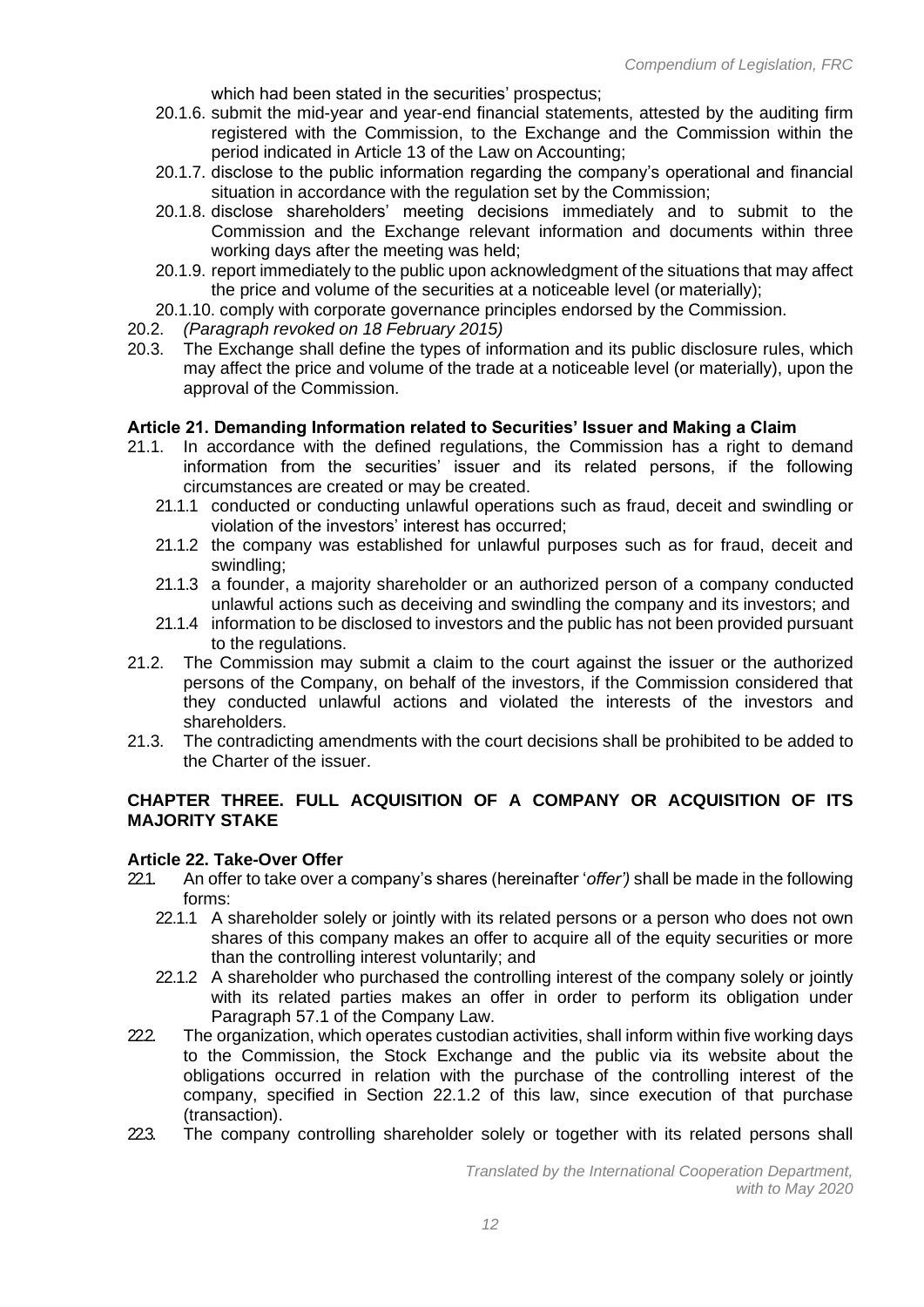which had been stated in the securities' prospectus;

20.1.6. submit the mid-year and year-end financial statements, attested by the auditing firm registered with the Commission, to the Exchange and the Commission within the period indicated in Article 13 of the Law on Accounting;

20.1.7. disclose to the public information regarding the company's operational and financial situation in accordance with the regulation set by the Commission;

20.1.8. disclose shareholders' meeting decisions immediately and to submit to the Commission and the Exchange relevant information and documents within three working days after the meeting was held;

20.1.9. report immediately to the public upon acknowledgment of the situations that may affect the price and volume of the securities at a noticeable level (or materially);

20.1.10. comply with corporate governance principles endorsed by the Commission.

20.2. *(Paragraph revoked on 18 February 2015)*

20.3. The Exchange shall define the types of information and its public disclosure rules, which may affect the price and volume of the trade at a noticeable level (or materially), upon the approval of the Commission.

**Article 21. Demanding Information related to Securities' Issuer and Making a Claim**

21.1. In accordance with the defined regulations, the Commission has a right to demand information from the securities' issuer and its related persons, if the following circumstances are created or may be created.

21.1.1 conducted or conducting unlawful operations such as fraud, deceit and swindling or violation of the investors' interest has occurred;

21.1.2 the company was established for unlawful purposes such as for fraud, deceit and swindling;

21.1.3 a founder, a majority shareholder or an authorized person of a company conducted unlawful actions such as deceiving and swindling the company and its investors; and

21.1.4 information to be disclosed to investors and the public has not been provided pursuant to the regulations.

21.2. The Commission may submit a claim to the court against the issuer or the authorized persons of the Company, on behalf of the investors, if the Commission considered that they conducted unlawful actions and violated the interests of the investors and shareholders.

21.3. The contradicting amendments with the court decisions shall be prohibited to be added to the Charter of the issuer.

**CHAPTER THREE. FULL ACQUISITION OF A COMPANY OR ACQUISITION OF ITS MAJORITY STAKE**

**Article 22. Take-Over Offer**

22.1. An offer to take over a company's shares (hereinafter '*offer')* shall be made in the following forms:

22.1.1 A shareholder solely or jointly with its related persons or a person who does not own shares of this company makes an offer to acquire all of the equity securities or more than the controlling interest voluntarily; and

22.1.2 A shareholder who purchased the controlling interest of the company solely or jointly with its related parties makes an offer in order to perform its obligation under Paragraph 57.1 of the Company Law.

22.2. The organization, which operates custodian activities, shall inform within five working days to the Commission, the Stock Exchange and the public via its website about the obligations occurred in relation with the purchase of the controlling interest of the company, specified in Section 22.1.2 of this law, since execution of that purchase (transaction).

22.3. The company controlling shareholder solely or together with its related persons shall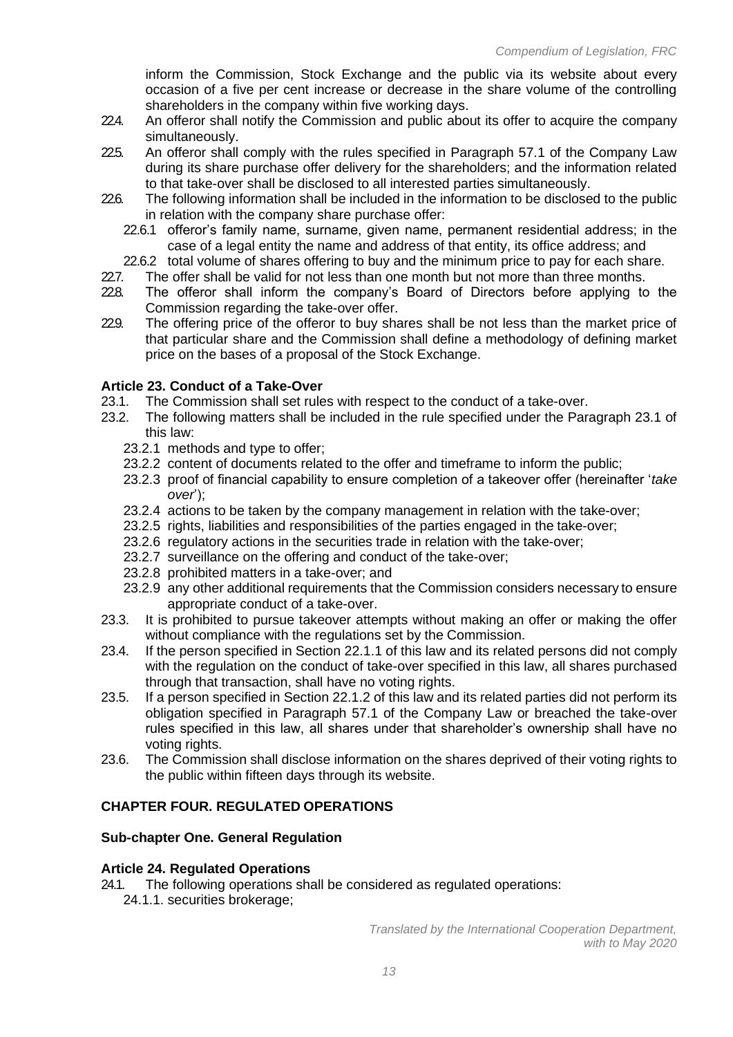inform the Commission, Stock Exchange and the public via its website about every occasion of a five per cent increase or decrease in the share volume of the controlling shareholders in the company within five working days.

22.4. An offeror shall notify the Commission and public about its offer to acquire the company simultaneously.

22.5. An offeror shall comply with the rules specified in Paragraph 57.1 of the Company Law during its share purchase offer delivery for the shareholders; and the information related to that take-over shall be disclosed to all interested parties simultaneously.

22.6. The following information shall be included in the information to be disclosed to the public in relation with the company share purchase offer:

- 22.6.1 offeror's family name, surname, given name, permanent residential address; in the case of a legal entity the name and address of that entity, its office address; and
- 22.6.2 total volume of shares offering to buy and the minimum price to pay for each share.

22.7. The offer shall be valid for not less than one month but not more than three months.

22.8. The offeror shall inform the company's Board of Directors before applying to the Commission regarding the take-over offer.

22.9. The offering price of the offeror to buy shares shall be not less than the market price of that particular share and the Commission shall define a methodology of defining market price on the bases of a proposal of the Stock Exchange.

### Article 23. Conduct of a Take-Over

23.1. The Commission shall set rules with respect to the conduct of a take-over.

23.2. The following matters shall be included in the rule specified under the Paragraph 23.1 of this law:

- 23.2.1 methods and type to offer;
- 23.2.2 content of documents related to the offer and timeframe to inform the public;
- 23.2.3 proof of financial capability to ensure completion of a takeover offer (hereinafter '*take over*');
- 23.2.4 actions to be taken by the company management in relation with the take-over;
- 23.2.5 rights, liabilities and responsibilities of the parties engaged in the take-over;
- 23.2.6 regulatory actions in the securities trade in relation with the take-over;
- 23.2.7 surveillance on the offering and conduct of the take-over;
- 23.2.8 prohibited matters in a take-over; and
- 23.2.9 any other additional requirements that the Commission considers necessary to ensure appropriate conduct of a take-over.

23.3. It is prohibited to pursue takeover attempts without making an offer or making the offer without compliance with the regulations set by the Commission.

23.4. If the person specified in Section 22.1.1 of this law and its related persons did not comply with the regulation on the conduct of take-over specified in this law, all shares purchased through that transaction, shall have no voting rights.

23.5. If a person specified in Section 22.1.2 of this law and its related parties did not perform its obligation specified in Paragraph 57.1 of the Company Law or breached the take-over rules specified in this law, all shares under that shareholder's ownership shall have no voting rights.

23.6. The Commission shall disclose information on the shares deprived of their voting rights to the public within fifteen days through its website.

## CHAPTER FOUR. REGULATED OPERATIONS

### Sub-chapter One. General Regulation

### Article 24. Regulated Operations

24.1. The following operations shall be considered as regulated operations:

- 24.1.1. securities brokerage;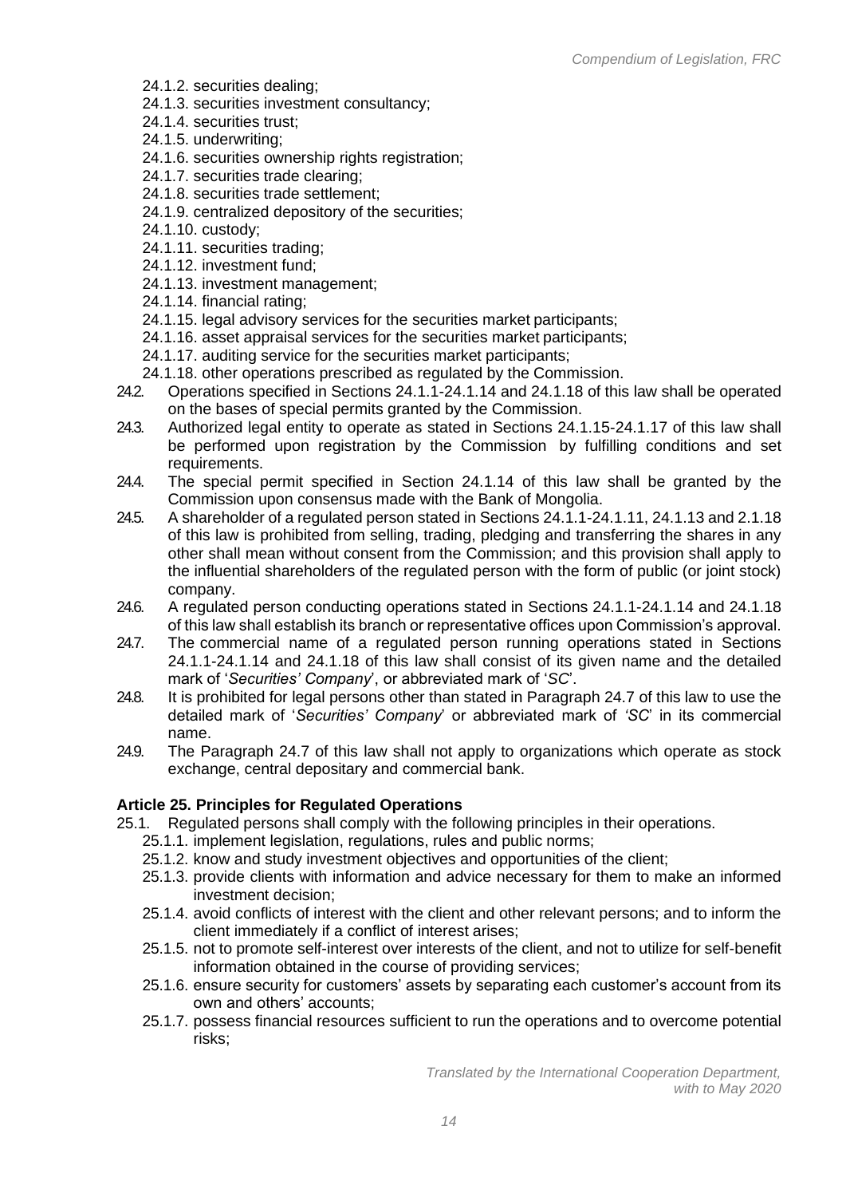24.1.2. securities dealing;
24.1.3. securities investment consultancy;
24.1.4. securities trust;
24.1.5. underwriting;
24.1.6. securities ownership rights registration;
24.1.7. securities trade clearing;
24.1.8. securities trade settlement;
24.1.9. centralized depository of the securities;
24.1.10. custody;
24.1.11. securities trading;
24.1.12. investment fund;
24.1.13. investment management;
24.1.14. financial rating;
24.1.15. legal advisory services for the securities market participants;
24.1.16. asset appraisal services for the securities market participants;
24.1.17. auditing service for the securities market participants;
24.1.18. other operations prescribed as regulated by the Commission.

24.2. Operations specified in Sections 24.1.1-24.1.14 and 24.1.18 of this law shall be operated on the bases of special permits granted by the Commission.

24.3. Authorized legal entity to operate as stated in Sections 24.1.15-24.1.17 of this law shall be performed upon registration by the Commission by fulfilling conditions and set requirements.

24.4. The special permit specified in Section 24.1.14 of this law shall be granted by the Commission upon consensus made with the Bank of Mongolia.

24.5. A shareholder of a regulated person stated in Sections 24.1.1-24.1.11, 24.1.13 and 2.1.18 of this law is prohibited from selling, trading, pledging and transferring the shares in any other shall mean without consent from the Commission; and this provision shall apply to the influential shareholders of the regulated person with the form of public (or joint stock) company.

24.6. A regulated person conducting operations stated in Sections 24.1.1-24.1.14 and 24.1.18 of this law shall establish its branch or representative offices upon Commission's approval.

24.7. The commercial name of a regulated person running operations stated in Sections 24.1.1-24.1.14 and 24.1.18 of this law shall consist of its given name and the detailed mark of '*Securities' Company*', or abbreviated mark of '*SC*'.

24.8. It is prohibited for legal persons other than stated in Paragraph 24.7 of this law to use the detailed mark of '*Securities' Company*' or abbreviated mark of '*SC*' in its commercial name.

24.9. The Paragraph 24.7 of this law shall not apply to organizations which operate as stock exchange, central depositary and commercial bank.

### Article 25. Principles for Regulated Operations

25.1. Regulated persons shall comply with the following principles in their operations.

25.1.1. implement legislation, regulations, rules and public norms;
25.1.2. know and study investment objectives and opportunities of the client;
25.1.3. provide clients with information and advice necessary for them to make an informed investment decision;
25.1.4. avoid conflicts of interest with the client and other relevant persons; and to inform the client immediately if a conflict of interest arises;
25.1.5. not to promote self-interest over interests of the client, and not to utilize for self-benefit information obtained in the course of providing services;
25.1.6. ensure security for customers' assets by separating each customer's account from its own and others' accounts;
25.1.7. possess financial resources sufficient to run the operations and to overcome potential risks;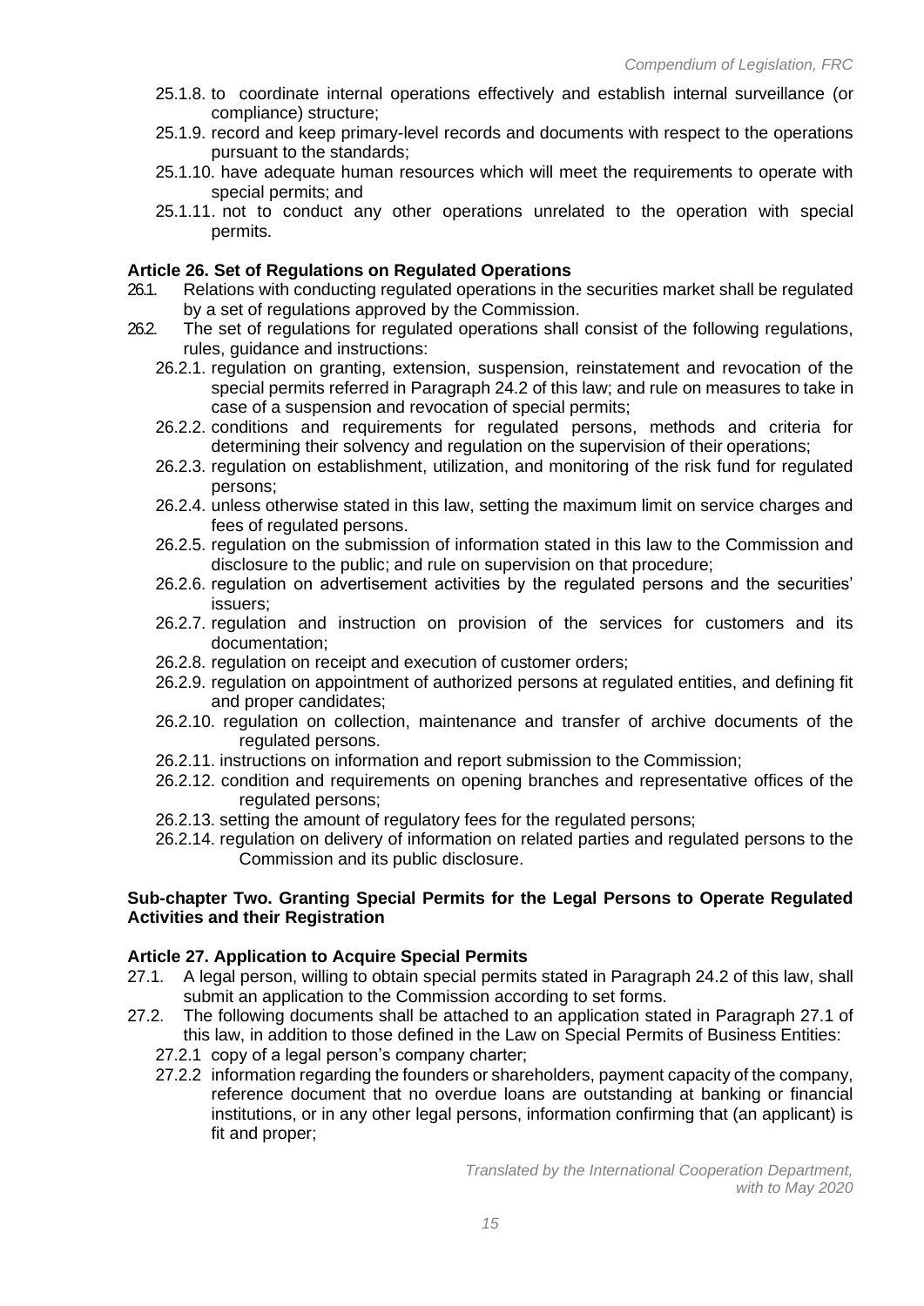25.1.8. to coordinate internal operations effectively and establish internal surveillance (or compliance) structure;

25.1.9. record and keep primary-level records and documents with respect to the operations pursuant to the standards;

25.1.10. have adequate human resources which will meet the requirements to operate with special permits; and

25.1.11. not to conduct any other operations unrelated to the operation with special permits.

**Article 26. Set of Regulations on Regulated Operations**

26.1. Relations with conducting regulated operations in the securities market shall be regulated by a set of regulations approved by the Commission.

26.2. The set of regulations for regulated operations shall consist of the following regulations, rules, guidance and instructions:

26.2.1. regulation on granting, extension, suspension, reinstatement and revocation of the special permits referred in Paragraph 24.2 of this law; and rule on measures to take in case of a suspension and revocation of special permits;

26.2.2. conditions and requirements for regulated persons, methods and criteria for determining their solvency and regulation on the supervision of their operations;

26.2.3. regulation on establishment, utilization, and monitoring of the risk fund for regulated persons;

26.2.4. unless otherwise stated in this law, setting the maximum limit on service charges and fees of regulated persons.

26.2.5. regulation on the submission of information stated in this law to the Commission and disclosure to the public; and rule on supervision on that procedure;

26.2.6. regulation on advertisement activities by the regulated persons and the securities' issuers;

26.2.7. regulation and instruction on provision of the services for customers and its documentation;

26.2.8. regulation on receipt and execution of customer orders;

26.2.9. regulation on appointment of authorized persons at regulated entities, and defining fit and proper candidates;

26.2.10. regulation on collection, maintenance and transfer of archive documents of the regulated persons.

26.2.11. instructions on information and report submission to the Commission;

26.2.12. condition and requirements on opening branches and representative offices of the regulated persons;

26.2.13. setting the amount of regulatory fees for the regulated persons;

26.2.14. regulation on delivery of information on related parties and regulated persons to the Commission and its public disclosure.

**Sub-chapter Two. Granting Special Permits for the Legal Persons to Operate Regulated Activities and their Registration**

**Article 27. Application to Acquire Special Permits**

27.1. A legal person, willing to obtain special permits stated in Paragraph 24.2 of this law, shall submit an application to the Commission according to set forms.

27.2. The following documents shall be attached to an application stated in Paragraph 27.1 of this law, in addition to those defined in the Law on Special Permits of Business Entities:

27.2.1 copy of a legal person's company charter;

27.2.2 information regarding the founders or shareholders, payment capacity of the company, reference document that no overdue loans are outstanding at banking or financial institutions, or in any other legal persons, information confirming that (an applicant) is fit and proper;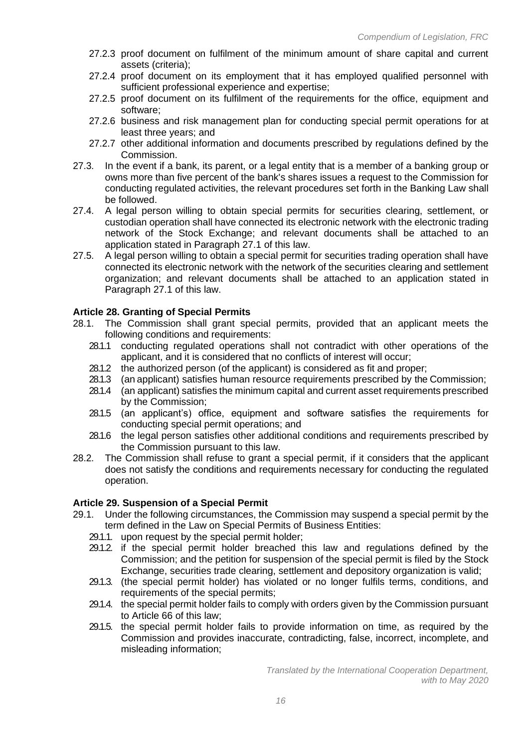27.2.3 proof document on fulfilment of the minimum amount of share capital and current assets (criteria);

27.2.4 proof document on its employment that it has employed qualified personnel with sufficient professional experience and expertise;

27.2.5 proof document on its fulfilment of the requirements for the office, equipment and software;

27.2.6 business and risk management plan for conducting special permit operations for at least three years; and

27.2.7 other additional information and documents prescribed by regulations defined by the Commission.

27.3. In the event if a bank, its parent, or a legal entity that is a member of a banking group or owns more than five percent of the bank's shares issues a request to the Commission for conducting regulated activities, the relevant procedures set forth in the Banking Law shall be followed.

27.4. A legal person willing to obtain special permits for securities clearing, settlement, or custodian operation shall have connected its electronic network with the electronic trading network of the Stock Exchange; and relevant documents shall be attached to an application stated in Paragraph 27.1 of this law.

27.5. A legal person willing to obtain a special permit for securities trading operation shall have connected its electronic network with the network of the securities clearing and settlement organization; and relevant documents shall be attached to an application stated in Paragraph 27.1 of this law.

**Article 28. Granting of Special Permits**

28.1. The Commission shall grant special permits, provided that an applicant meets the following conditions and requirements:

28.1.1 conducting regulated operations shall not contradict with other operations of the applicant, and it is considered that no conflicts of interest will occur;

28.1.2 the authorized person (of the applicant) is considered as fit and proper;

28.1.3 (an applicant) satisfies human resource requirements prescribed by the Commission;

28.1.4 (an applicant) satisfies the minimum capital and current asset requirements prescribed by the Commission;

28.1.5 (an applicant's) office, equipment and software satisfies the requirements for conducting special permit operations; and

28.1.6 the legal person satisfies other additional conditions and requirements prescribed by the Commission pursuant to this law.

28.2. The Commission shall refuse to grant a special permit, if it considers that the applicant does not satisfy the conditions and requirements necessary for conducting the regulated operation.

**Article 29. Suspension of a Special Permit**

29.1. Under the following circumstances, the Commission may suspend a special permit by the term defined in the Law on Special Permits of Business Entities:

29.1.1. upon request by the special permit holder;

29.1.2. if the special permit holder breached this law and regulations defined by the Commission; and the petition for suspension of the special permit is filed by the Stock Exchange, securities trade clearing, settlement and depository organization is valid;

29.1.3. (the special permit holder) has violated or no longer fulfils terms, conditions, and requirements of the special permits;

29.1.4. the special permit holder fails to comply with orders given by the Commission pursuant to Article 66 of this law;

29.1.5. the special permit holder fails to provide information on time, as required by the Commission and provides inaccurate, contradicting, false, incorrect, incomplete, and misleading information;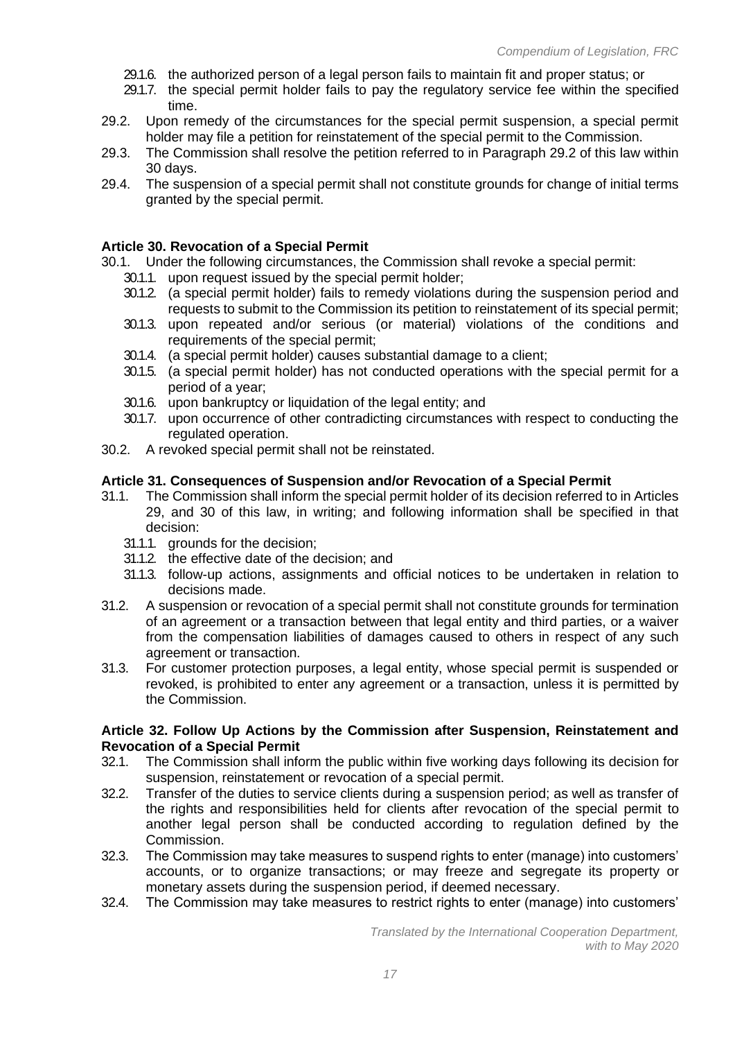29.1.6. the authorized person of a legal person fails to maintain fit and proper status; or

29.1.7. the special permit holder fails to pay the regulatory service fee within the specified time.

29.2. Upon remedy of the circumstances for the special permit suspension, a special permit holder may file a petition for reinstatement of the special permit to the Commission.

29.3. The Commission shall resolve the petition referred to in Paragraph 29.2 of this law within 30 days.

29.4. The suspension of a special permit shall not constitute grounds for change of initial terms granted by the special permit.

**Article 30. Revocation of a Special Permit**

30.1. Under the following circumstances, the Commission shall revoke a special permit:

30.1.1. upon request issued by the special permit holder;

30.1.2. (a special permit holder) fails to remedy violations during the suspension period and requests to submit to the Commission its petition to reinstatement of its special permit;

30.1.3. upon repeated and/or serious (or material) violations of the conditions and requirements of the special permit;

30.1.4. (a special permit holder) causes substantial damage to a client;

30.1.5. (a special permit holder) has not conducted operations with the special permit for a period of a year;

30.1.6. upon bankruptcy or liquidation of the legal entity; and

30.1.7. upon occurrence of other contradicting circumstances with respect to conducting the regulated operation.

30.2. A revoked special permit shall not be reinstated.

**Article 31. Consequences of Suspension and/or Revocation of a Special Permit**

31.1. The Commission shall inform the special permit holder of its decision referred to in Articles 29, and 30 of this law, in writing; and following information shall be specified in that decision:

31.1.1. grounds for the decision;

31.1.2. the effective date of the decision; and

31.1.3. follow-up actions, assignments and official notices to be undertaken in relation to decisions made.

31.2. A suspension or revocation of a special permit shall not constitute grounds for termination of an agreement or a transaction between that legal entity and third parties, or a waiver from the compensation liabilities of damages caused to others in respect of any such agreement or transaction.

31.3. For customer protection purposes, a legal entity, whose special permit is suspended or revoked, is prohibited to enter any agreement or a transaction, unless it is permitted by the Commission.

**Article 32. Follow Up Actions by the Commission after Suspension, Reinstatement and Revocation of a Special Permit**

32.1. The Commission shall inform the public within five working days following its decision for suspension, reinstatement or revocation of a special permit.

32.2. Transfer of the duties to service clients during a suspension period; as well as transfer of the rights and responsibilities held for clients after revocation of the special permit to another legal person shall be conducted according to regulation defined by the Commission.

32.3. The Commission may take measures to suspend rights to enter (manage) into customers' accounts, or to organize transactions; or may freeze and segregate its property or monetary assets during the suspension period, if deemed necessary.

32.4. The Commission may take measures to restrict rights to enter (manage) into customers'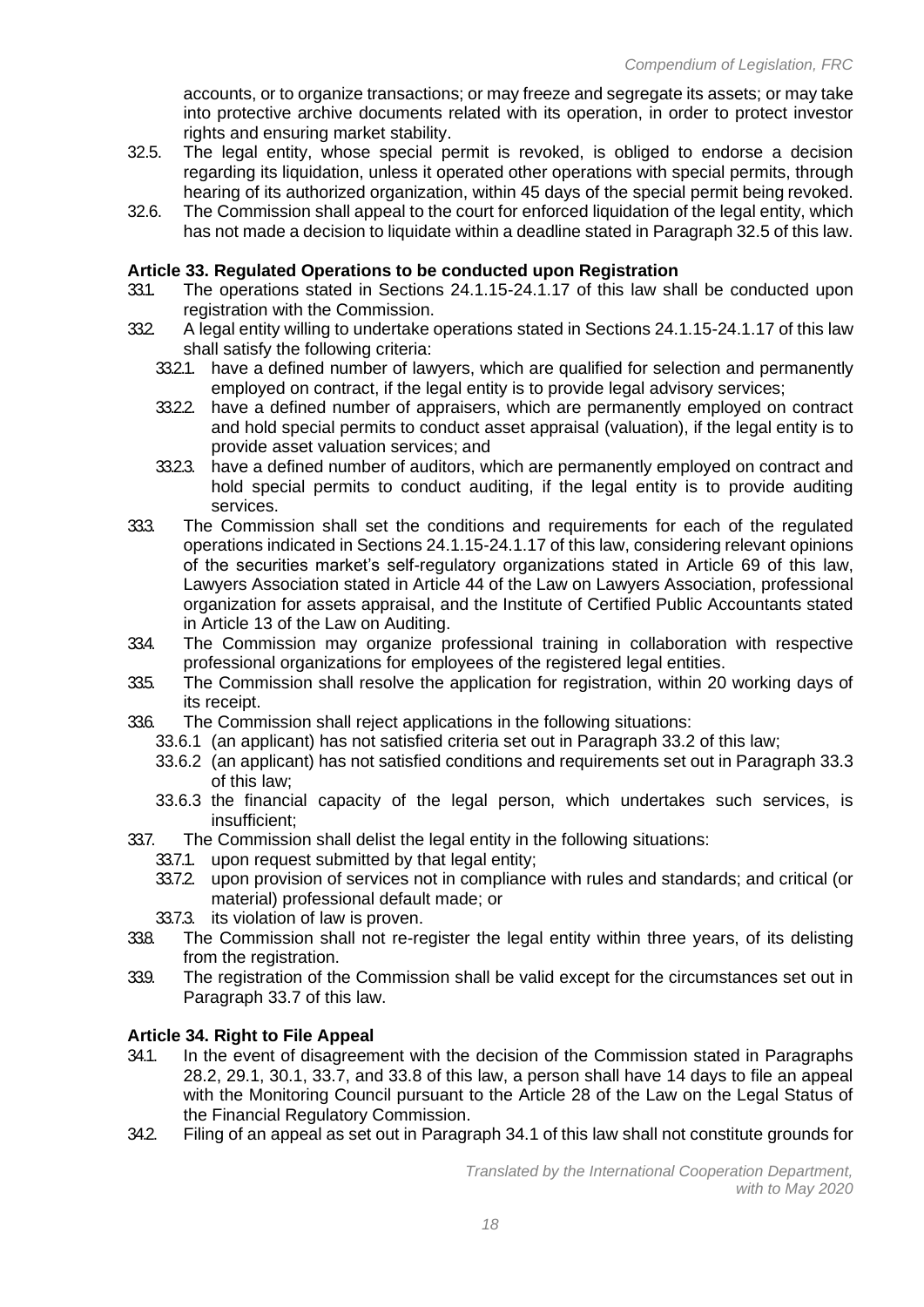accounts, or to organize transactions; or may freeze and segregate its assets; or may take into protective archive documents related with its operation, in order to protect investor rights and ensuring market stability.

32.5. The legal entity, whose special permit is revoked, is obliged to endorse a decision regarding its liquidation, unless it operated other operations with special permits, through hearing of its authorized organization, within 45 days of the special permit being revoked.

32.6. The Commission shall appeal to the court for enforced liquidation of the legal entity, which has not made a decision to liquidate within a deadline stated in Paragraph 32.5 of this law.

**Article 33. Regulated Operations to be conducted upon Registration**

33.1. The operations stated in Sections 24.1.15-24.1.17 of this law shall be conducted upon registration with the Commission.

33.2. A legal entity willing to undertake operations stated in Sections 24.1.15-24.1.17 of this law shall satisfy the following criteria:

- 33.2.1. have a defined number of lawyers, which are qualified for selection and permanently employed on contract, if the legal entity is to provide legal advisory services;
- 33.2.2. have a defined number of appraisers, which are permanently employed on contract and hold special permits to conduct asset appraisal (valuation), if the legal entity is to provide asset valuation services; and
- 33.2.3. have a defined number of auditors, which are permanently employed on contract and hold special permits to conduct auditing, if the legal entity is to provide auditing services.

33.3. The Commission shall set the conditions and requirements for each of the regulated operations indicated in Sections 24.1.15-24.1.17 of this law, considering relevant opinions of the securities market's self-regulatory organizations stated in Article 69 of this law, Lawyers Association stated in Article 44 of the Law on Lawyers Association, professional organization for assets appraisal, and the Institute of Certified Public Accountants stated in Article 13 of the Law on Auditing.

33.4. The Commission may organize professional training in collaboration with respective professional organizations for employees of the registered legal entities.

33.5. The Commission shall resolve the application for registration, within 20 working days of its receipt.

33.6. The Commission shall reject applications in the following situations:

- 33.6.1 (an applicant) has not satisfied criteria set out in Paragraph 33.2 of this law;
- 33.6.2 (an applicant) has not satisfied conditions and requirements set out in Paragraph 33.3 of this law;
- 33.6.3 the financial capacity of the legal person, which undertakes such services, is insufficient;

33.7. The Commission shall delist the legal entity in the following situations:

- 33.7.1. upon request submitted by that legal entity;
- 33.7.2. upon provision of services not in compliance with rules and standards; and critical (or material) professional default made; or
- 33.7.3. its violation of law is proven.

33.8. The Commission shall not re-register the legal entity within three years, of its delisting from the registration.

33.9. The registration of the Commission shall be valid except for the circumstances set out in Paragraph 33.7 of this law.

**Article 34. Right to File Appeal**

34.1. In the event of disagreement with the decision of the Commission stated in Paragraphs 28.2, 29.1, 30.1, 33.7, and 33.8 of this law, a person shall have 14 days to file an appeal with the Monitoring Council pursuant to the Article 28 of the Law on the Legal Status of the Financial Regulatory Commission.

34.2. Filing of an appeal as set out in Paragraph 34.1 of this law shall not constitute grounds for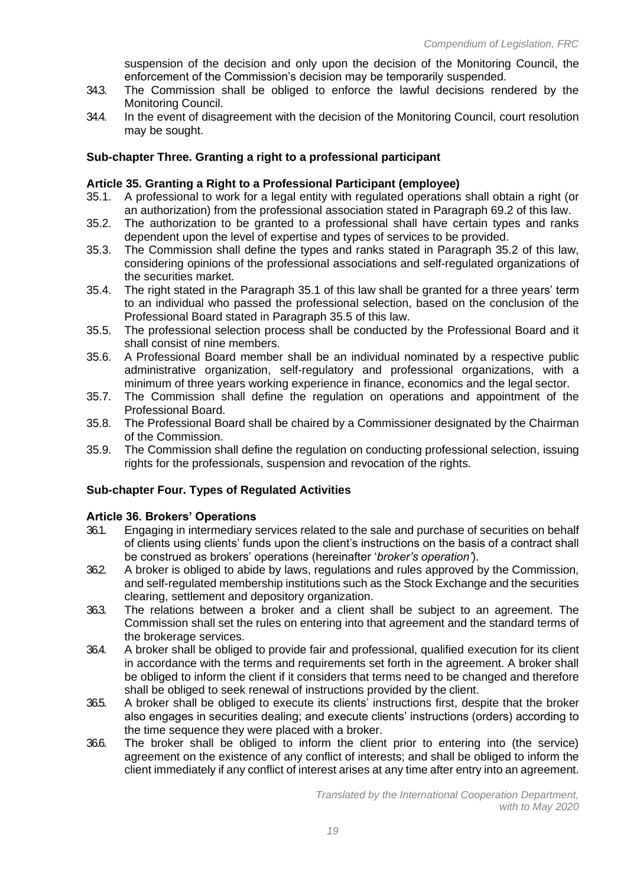suspension of the decision and only upon the decision of the Monitoring Council, the enforcement of the Commission's decision may be temporarily suspended.

34.3. The Commission shall be obliged to enforce the lawful decisions rendered by the Monitoring Council.

34.4. In the event of disagreement with the decision of the Monitoring Council, court resolution may be sought.

### Sub-chapter Three. Granting a right to a professional participant

#### Article 35. Granting a Right to a Professional Participant (employee)

35.1. A professional to work for a legal entity with regulated operations shall obtain a right (or an authorization) from the professional association stated in Paragraph 69.2 of this law.

35.2. The authorization to be granted to a professional shall have certain types and ranks dependent upon the level of expertise and types of services to be provided.

35.3. The Commission shall define the types and ranks stated in Paragraph 35.2 of this law, considering opinions of the professional associations and self-regulated organizations of the securities market.

35.4. The right stated in the Paragraph 35.1 of this law shall be granted for a three years' term to an individual who passed the professional selection, based on the conclusion of the Professional Board stated in Paragraph 35.5 of this law.

35.5. The professional selection process shall be conducted by the Professional Board and it shall consist of nine members.

35.6. A Professional Board member shall be an individual nominated by a respective public administrative organization, self-regulatory and professional organizations, with a minimum of three years working experience in finance, economics and the legal sector.

35.7. The Commission shall define the regulation on operations and appointment of the Professional Board.

35.8. The Professional Board shall be chaired by a Commissioner designated by the Chairman of the Commission.

35.9. The Commission shall define the regulation on conducting professional selection, issuing rights for the professionals, suspension and revocation of the rights.

### Sub-chapter Four. Types of Regulated Activities

#### Article 36. Brokers' Operations

36.1. Engaging in intermediary services related to the sale and purchase of securities on behalf of clients using clients' funds upon the client's instructions on the basis of a contract shall be construed as brokers' operations (hereinafter '*broker's operation'*).

36.2. A broker is obliged to abide by laws, regulations and rules approved by the Commission, and self-regulated membership institutions such as the Stock Exchange and the securities clearing, settlement and depository organization.

36.3. The relations between a broker and a client shall be subject to an agreement. The Commission shall set the rules on entering into that agreement and the standard terms of the brokerage services.

36.4. A broker shall be obliged to provide fair and professional, qualified execution for its client in accordance with the terms and requirements set forth in the agreement. A broker shall be obliged to inform the client if it considers that terms need to be changed and therefore shall be obliged to seek renewal of instructions provided by the client.

36.5. A broker shall be obliged to execute its clients' instructions first, despite that the broker also engages in securities dealing; and execute clients' instructions (orders) according to the time sequence they were placed with a broker.

36.6. The broker shall be obliged to inform the client prior to entering into (the service) agreement on the existence of any conflict of interests; and shall be obliged to inform the client immediately if any conflict of interest arises at any time after entry into an agreement.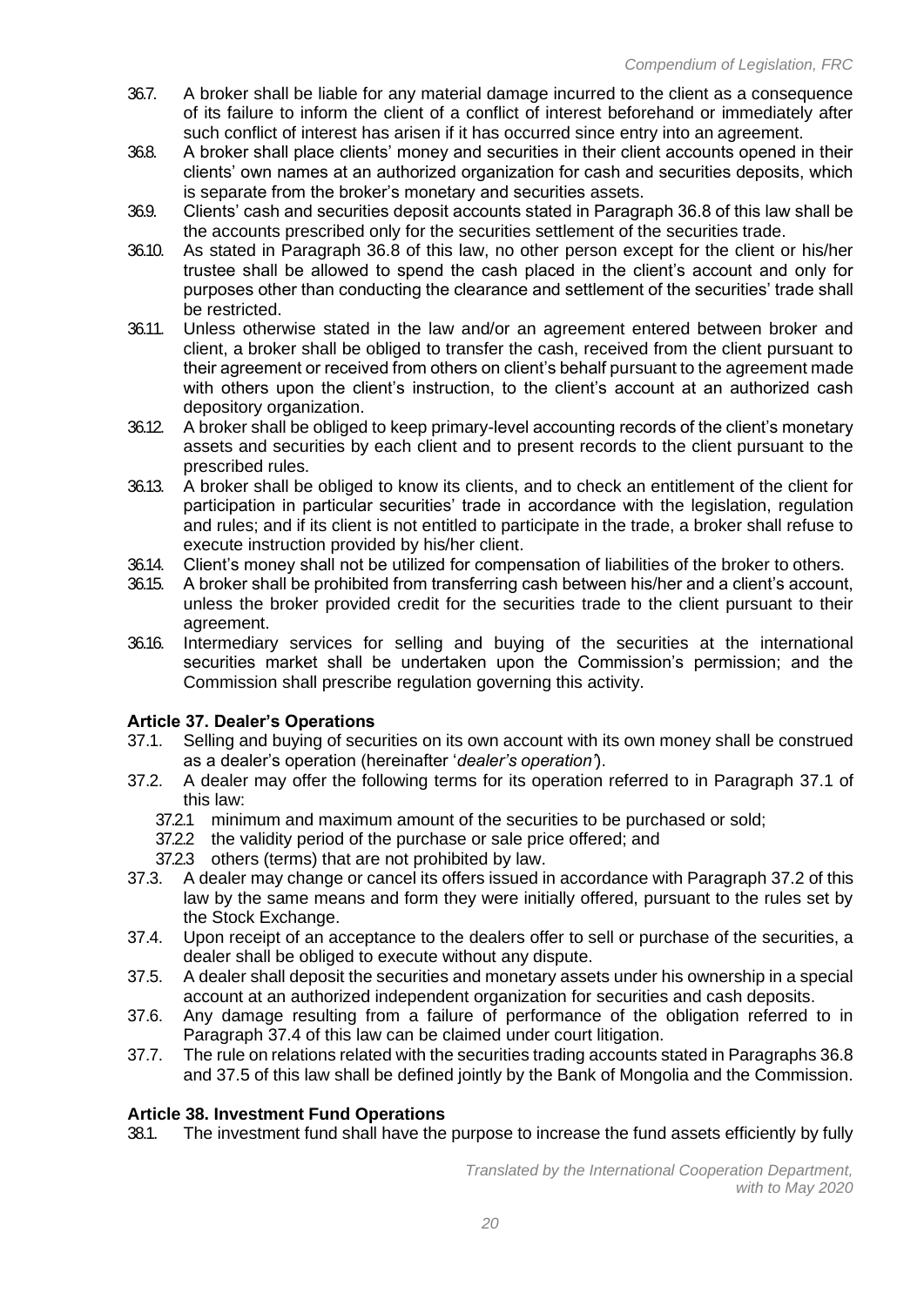36.7. A broker shall be liable for any material damage incurred to the client as a consequence of its failure to inform the client of a conflict of interest beforehand or immediately after such conflict of interest has arisen if it has occurred since entry into an agreement.

36.8. A broker shall place clients' money and securities in their client accounts opened in their clients' own names at an authorized organization for cash and securities deposits, which is separate from the broker's monetary and securities assets.

36.9. Clients' cash and securities deposit accounts stated in Paragraph 36.8 of this law shall be the accounts prescribed only for the securities settlement of the securities trade.

36.10. As stated in Paragraph 36.8 of this law, no other person except for the client or his/her trustee shall be allowed to spend the cash placed in the client's account and only for purposes other than conducting the clearance and settlement of the securities' trade shall be restricted.

36.11. Unless otherwise stated in the law and/or an agreement entered between broker and client, a broker shall be obliged to transfer the cash, received from the client pursuant to their agreement or received from others on client's behalf pursuant to the agreement made with others upon the client's instruction, to the client's account at an authorized cash depository organization.

36.12. A broker shall be obliged to keep primary-level accounting records of the client's monetary assets and securities by each client and to present records to the client pursuant to the prescribed rules.

36.13. A broker shall be obliged to know its clients, and to check an entitlement of the client for participation in particular securities' trade in accordance with the legislation, regulation and rules; and if its client is not entitled to participate in the trade, a broker shall refuse to execute instruction provided by his/her client.

36.14. Client's money shall not be utilized for compensation of liabilities of the broker to others.

36.15. A broker shall be prohibited from transferring cash between his/her and a client's account, unless the broker provided credit for the securities trade to the client pursuant to their agreement.

36.16. Intermediary services for selling and buying of the securities at the international securities market shall be undertaken upon the Commission's permission; and the Commission shall prescribe regulation governing this activity.

### Article 37. Dealer's Operations

37.1. Selling and buying of securities on its own account with its own money shall be construed as a dealer's operation (hereinafter '*dealer's operation*').

37.2. A dealer may offer the following terms for its operation referred to in Paragraph 37.1 of this law:

- 37.2.1 minimum and maximum amount of the securities to be purchased or sold;
- 37.2.2 the validity period of the purchase or sale price offered; and
- 37.2.3 others (terms) that are not prohibited by law.

37.3. A dealer may change or cancel its offers issued in accordance with Paragraph 37.2 of this law by the same means and form they were initially offered, pursuant to the rules set by the Stock Exchange.

37.4. Upon receipt of an acceptance to the dealers offer to sell or purchase of the securities, a dealer shall be obliged to execute without any dispute.

37.5. A dealer shall deposit the securities and monetary assets under his ownership in a special account at an authorized independent organization for securities and cash deposits.

37.6. Any damage resulting from a failure of performance of the obligation referred to in Paragraph 37.4 of this law can be claimed under court litigation.

37.7. The rule on relations related with the securities trading accounts stated in Paragraphs 36.8 and 37.5 of this law shall be defined jointly by the Bank of Mongolia and the Commission.

### Article 38. Investment Fund Operations

38.1. The investment fund shall have the purpose to increase the fund assets efficiently by fully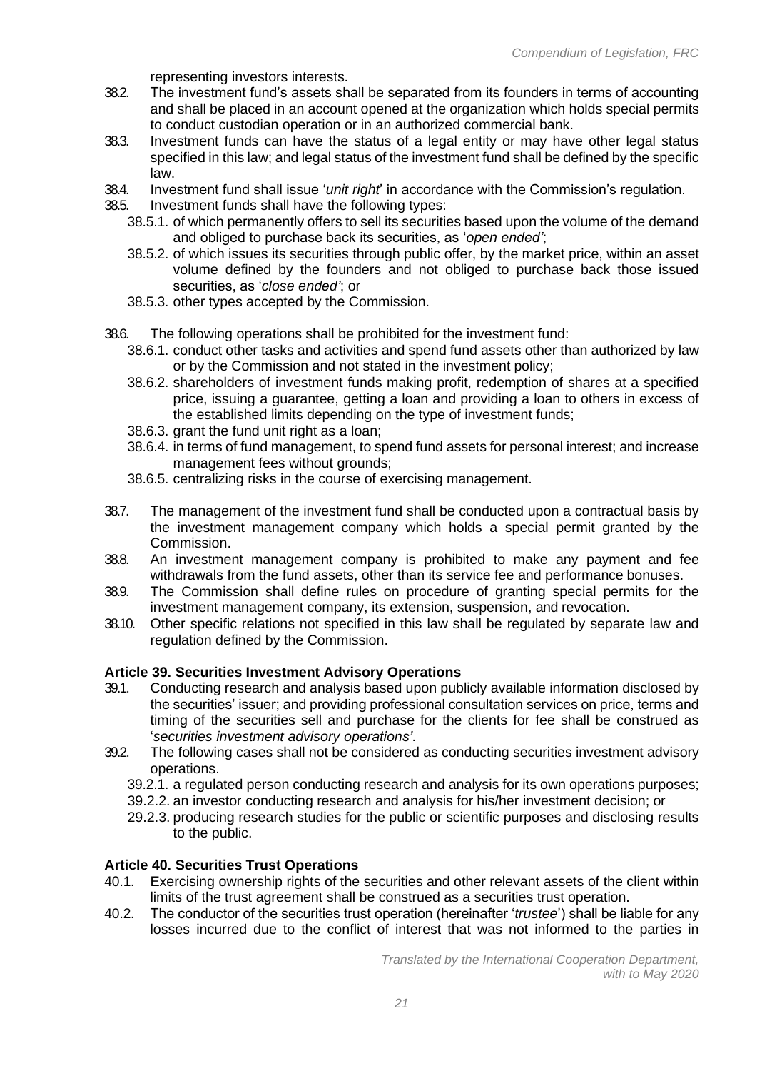representing investors interests.

38.2. The investment fund's assets shall be separated from its founders in terms of accounting and shall be placed in an account opened at the organization which holds special permits to conduct custodian operation or in an authorized commercial bank.

38.3. Investment funds can have the status of a legal entity or may have other legal status specified in this law; and legal status of the investment fund shall be defined by the specific law.

38.4. Investment fund shall issue '*unit right*' in accordance with the Commission's regulation.

38.5. Investment funds shall have the following types:

- 38.5.1. of which permanently offers to sell its securities based upon the volume of the demand and obliged to purchase back its securities, as '*open ended'*;
- 38.5.2. of which issues its securities through public offer, by the market price, within an asset volume defined by the founders and not obliged to purchase back those issued securities, as '*close ended'*; or
- 38.5.3. other types accepted by the Commission.

38.6. The following operations shall be prohibited for the investment fund:

- 38.6.1. conduct other tasks and activities and spend fund assets other than authorized by law or by the Commission and not stated in the investment policy;
- 38.6.2. shareholders of investment funds making profit, redemption of shares at a specified price, issuing a guarantee, getting a loan and providing a loan to others in excess of the established limits depending on the type of investment funds;
- 38.6.3. grant the fund unit right as a loan;
- 38.6.4. in terms of fund management, to spend fund assets for personal interest; and increase management fees without grounds;
- 38.6.5. centralizing risks in the course of exercising management.

38.7. The management of the investment fund shall be conducted upon a contractual basis by the investment management company which holds a special permit granted by the Commission.

38.8. An investment management company is prohibited to make any payment and fee withdrawals from the fund assets, other than its service fee and performance bonuses.

38.9. The Commission shall define rules on procedure of granting special permits for the investment management company, its extension, suspension, and revocation.

38.10. Other specific relations not specified in this law shall be regulated by separate law and regulation defined by the Commission.

### Article 39. Securities Investment Advisory Operations

39.1. Conducting research and analysis based upon publicly available information disclosed by the securities' issuer; and providing professional consultation services on price, terms and timing of the securities sell and purchase for the clients for fee shall be construed as '*securities investment advisory operations'*.

39.2. The following cases shall not be considered as conducting securities investment advisory operations.

- 39.2.1. a regulated person conducting research and analysis for its own operations purposes;
- 39.2.2. an investor conducting research and analysis for his/her investment decision; or
- 29.2.3. producing research studies for the public or scientific purposes and disclosing results to the public.

### Article 40. Securities Trust Operations

40.1. Exercising ownership rights of the securities and other relevant assets of the client within limits of the trust agreement shall be construed as a securities trust operation.

40.2. The conductor of the securities trust operation (hereinafter '*trustee*') shall be liable for any losses incurred due to the conflict of interest that was not informed to the parties in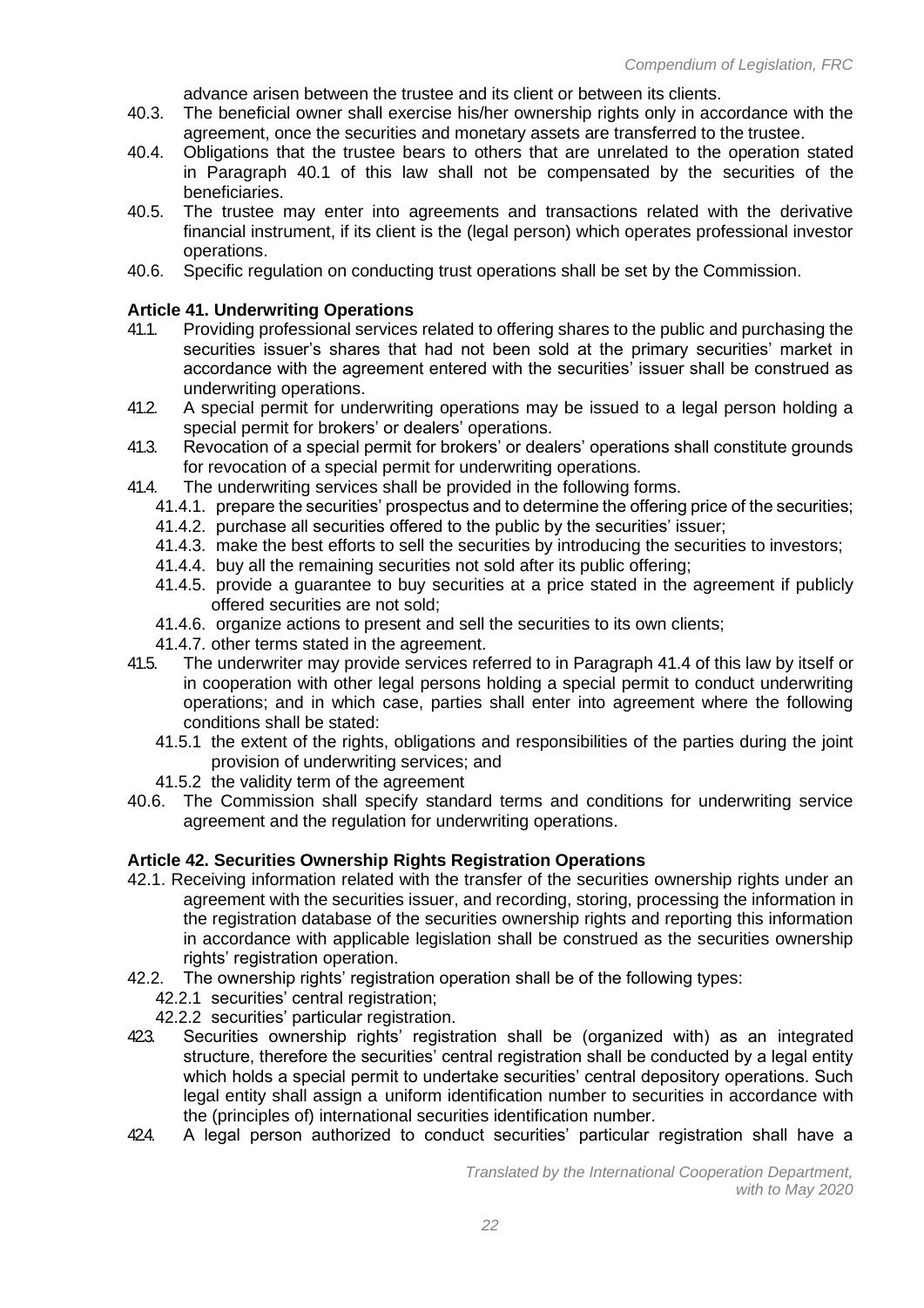advance arisen between the trustee and its client or between its clients.

40.3. The beneficial owner shall exercise his/her ownership rights only in accordance with the agreement, once the securities and monetary assets are transferred to the trustee.

40.4. Obligations that the trustee bears to others that are unrelated to the operation stated in Paragraph 40.1 of this law shall not be compensated by the securities of the beneficiaries.

40.5. The trustee may enter into agreements and transactions related with the derivative financial instrument, if its client is the (legal person) which operates professional investor operations.

40.6. Specific regulation on conducting trust operations shall be set by the Commission.

**Article 41. Underwriting Operations**

41.1. Providing professional services related to offering shares to the public and purchasing the securities issuer's shares that had not been sold at the primary securities' market in accordance with the agreement entered with the securities' issuer shall be construed as underwriting operations.

41.2. A special permit for underwriting operations may be issued to a legal person holding a special permit for brokers' or dealers' operations.

41.3. Revocation of a special permit for brokers' or dealers' operations shall constitute grounds for revocation of a special permit for underwriting operations.

41.4. The underwriting services shall be provided in the following forms.

- 41.4.1. prepare the securities' prospectus and to determine the offering price of the securities;
- 41.4.2. purchase all securities offered to the public by the securities' issuer;
- 41.4.3. make the best efforts to sell the securities by introducing the securities to investors;
- 41.4.4. buy all the remaining securities not sold after its public offering;
- 41.4.5. provide a guarantee to buy securities at a price stated in the agreement if publicly offered securities are not sold;
- 41.4.6. organize actions to present and sell the securities to its own clients;
- 41.4.7. other terms stated in the agreement.

41.5. The underwriter may provide services referred to in Paragraph 41.4 of this law by itself or in cooperation with other legal persons holding a special permit to conduct underwriting operations; and in which case, parties shall enter into agreement where the following conditions shall be stated:

- 41.5.1 the extent of the rights, obligations and responsibilities of the parties during the joint provision of underwriting services; and
- 41.5.2 the validity term of the agreement

40.6. The Commission shall specify standard terms and conditions for underwriting service agreement and the regulation for underwriting operations.

**Article 42. Securities Ownership Rights Registration Operations**

42.1. Receiving information related with the transfer of the securities ownership rights under an agreement with the securities issuer, and recording, storing, processing the information in the registration database of the securities ownership rights and reporting this information in accordance with applicable legislation shall be construed as the securities ownership rights' registration operation.

42.2. The ownership rights' registration operation shall be of the following types:

- 42.2.1 securities' central registration;
- 42.2.2 securities' particular registration.

42.3. Securities ownership rights' registration shall be (organized with) as an integrated structure, therefore the securities' central registration shall be conducted by a legal entity which holds a special permit to undertake securities' central depository operations. Such legal entity shall assign a uniform identification number to securities in accordance with the (principles of) international securities identification number.

42.4. A legal person authorized to conduct securities' particular registration shall have a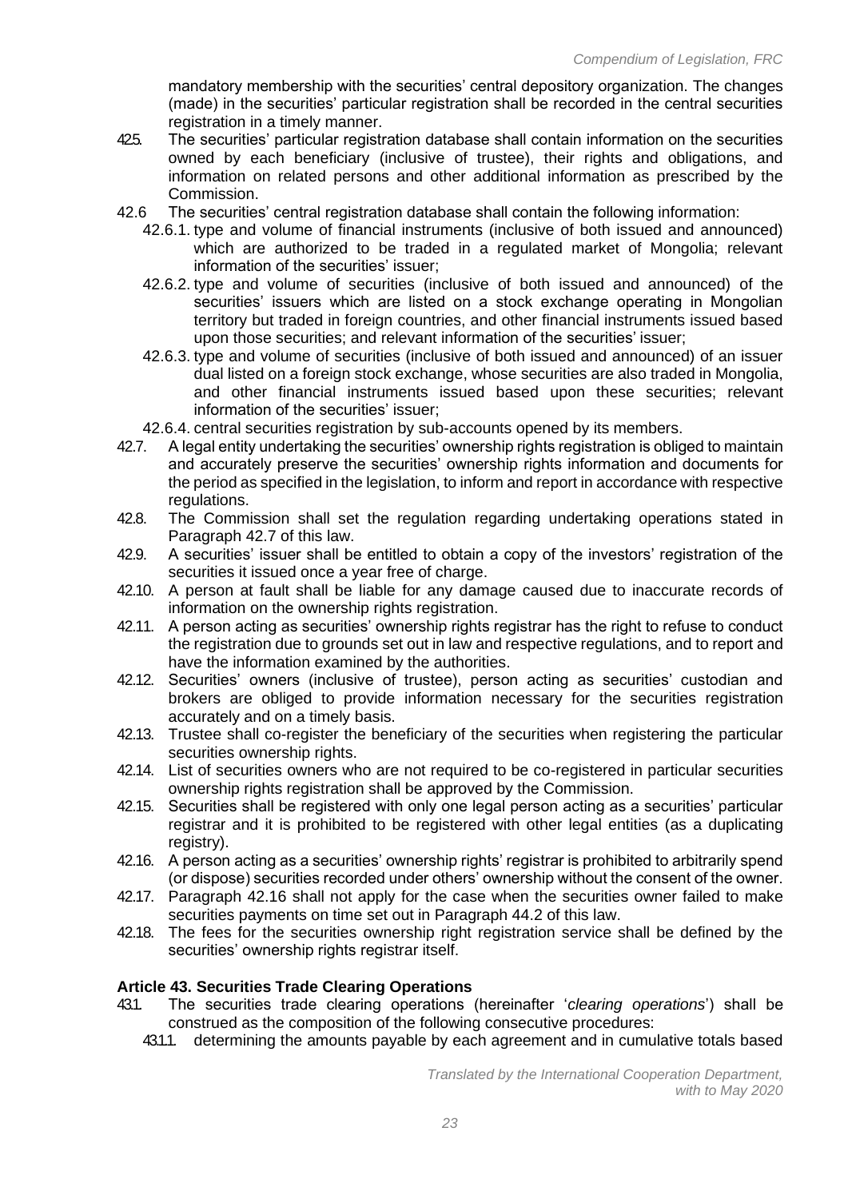mandatory membership with the securities' central depository organization. The changes (made) in the securities' particular registration shall be recorded in the central securities registration in a timely manner.

42.5. The securities' particular registration database shall contain information on the securities owned by each beneficiary (inclusive of trustee), their rights and obligations, and information on related persons and other additional information as prescribed by the Commission.

42.6 The securities' central registration database shall contain the following information:

42.6.1. type and volume of financial instruments (inclusive of both issued and announced) which are authorized to be traded in a regulated market of Mongolia; relevant information of the securities' issuer;

42.6.2. type and volume of securities (inclusive of both issued and announced) of the securities' issuers which are listed on a stock exchange operating in Mongolian territory but traded in foreign countries, and other financial instruments issued based upon those securities; and relevant information of the securities' issuer;

42.6.3. type and volume of securities (inclusive of both issued and announced) of an issuer dual listed on a foreign stock exchange, whose securities are also traded in Mongolia, and other financial instruments issued based upon these securities; relevant information of the securities' issuer;

42.6.4. central securities registration by sub-accounts opened by its members.

42.7. A legal entity undertaking the securities' ownership rights registration is obliged to maintain and accurately preserve the securities' ownership rights information and documents for the period as specified in the legislation, to inform and report in accordance with respective regulations.

42.8. The Commission shall set the regulation regarding undertaking operations stated in Paragraph 42.7 of this law.

42.9. A securities' issuer shall be entitled to obtain a copy of the investors' registration of the securities it issued once a year free of charge.

42.10. A person at fault shall be liable for any damage caused due to inaccurate records of information on the ownership rights registration.

42.11. A person acting as securities' ownership rights registrar has the right to refuse to conduct the registration due to grounds set out in law and respective regulations, and to report and have the information examined by the authorities.

42.12. Securities' owners (inclusive of trustee), person acting as securities' custodian and brokers are obliged to provide information necessary for the securities registration accurately and on a timely basis.

42.13. Trustee shall co-register the beneficiary of the securities when registering the particular securities ownership rights.

42.14. List of securities owners who are not required to be co-registered in particular securities ownership rights registration shall be approved by the Commission.

42.15. Securities shall be registered with only one legal person acting as a securities' particular registrar and it is prohibited to be registered with other legal entities (as a duplicating registry).

42.16. A person acting as a securities' ownership rights' registrar is prohibited to arbitrarily spend (or dispose) securities recorded under others' ownership without the consent of the owner.

42.17. Paragraph 42.16 shall not apply for the case when the securities owner failed to make securities payments on time set out in Paragraph 44.2 of this law.

42.18. The fees for the securities ownership right registration service shall be defined by the securities' ownership rights registrar itself.

### Article 43. Securities Trade Clearing Operations

43.1. The securities trade clearing operations (hereinafter '*clearing operations*') shall be construed as the composition of the following consecutive procedures:

43.1.1. determining the amounts payable by each agreement and in cumulative totals based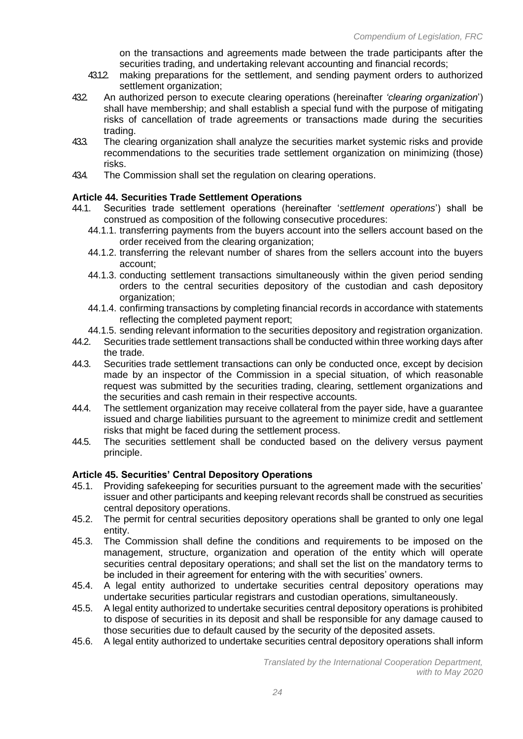on the transactions and agreements made between the trade participants after the securities trading, and undertaking relevant accounting and financial records;

43.1.2. making preparations for the settlement, and sending payment orders to authorized settlement organization;

43.2. An authorized person to execute clearing operations (hereinafter *'clearing organization'*) shall have membership; and shall establish a special fund with the purpose of mitigating risks of cancellation of trade agreements or transactions made during the securities trading.

43.3. The clearing organization shall analyze the securities market systemic risks and provide recommendations to the securities trade settlement organization on minimizing (those) risks.

43.4. The Commission shall set the regulation on clearing operations.

**Article 44. Securities Trade Settlement Operations**

44.1. Securities trade settlement operations (hereinafter '*settlement operations*') shall be construed as composition of the following consecutive procedures:

44.1.1. transferring payments from the buyers account into the sellers account based on the order received from the clearing organization;

44.1.2. transferring the relevant number of shares from the sellers account into the buyers account;

44.1.3. conducting settlement transactions simultaneously within the given period sending orders to the central securities depository of the custodian and cash depository organization;

44.1.4. confirming transactions by completing financial records in accordance with statements reflecting the completed payment report;

44.1.5. sending relevant information to the securities depository and registration organization.

44.2. Securities trade settlement transactions shall be conducted within three working days after the trade.

44.3. Securities trade settlement transactions can only be conducted once, except by decision made by an inspector of the Commission in a special situation, of which reasonable request was submitted by the securities trading, clearing, settlement organizations and the securities and cash remain in their respective accounts.

44.4. The settlement organization may receive collateral from the payer side, have a guarantee issued and charge liabilities pursuant to the agreement to minimize credit and settlement risks that might be faced during the settlement process.

44.5. The securities settlement shall be conducted based on the delivery versus payment principle.

**Article 45. Securities' Central Depository Operations**

45.1. Providing safekeeping for securities pursuant to the agreement made with the securities' issuer and other participants and keeping relevant records shall be construed as securities central depository operations.

45.2. The permit for central securities depository operations shall be granted to only one legal entity.

45.3. The Commission shall define the conditions and requirements to be imposed on the management, structure, organization and operation of the entity which will operate securities central depositary operations; and shall set the list on the mandatory terms to be included in their agreement for entering with the with securities' owners.

45.4. A legal entity authorized to undertake securities central depository operations may undertake securities particular registrars and custodian operations, simultaneously.

45.5. A legal entity authorized to undertake securities central depository operations is prohibited to dispose of securities in its deposit and shall be responsible for any damage caused to those securities due to default caused by the security of the deposited assets.

45.6. A legal entity authorized to undertake securities central depository operations shall inform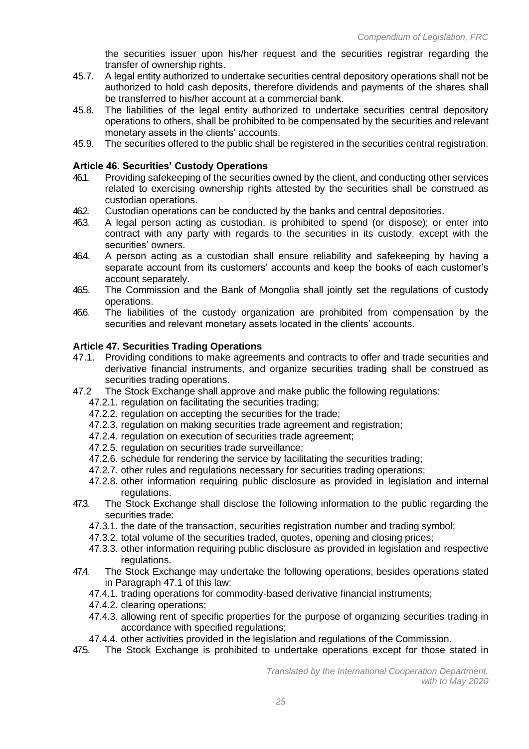the securities issuer upon his/her request and the securities registrar regarding the transfer of ownership rights.

45.7. A legal entity authorized to undertake securities central depository operations shall not be authorized to hold cash deposits, therefore dividends and payments of the shares shall be transferred to his/her account at a commercial bank.

45.8. The liabilities of the legal entity authorized to undertake securities central depository operations to others, shall be prohibited to be compensated by the securities and relevant monetary assets in the clients' accounts.

45.9. The securities offered to the public shall be registered in the securities central registration.

### Article 46. Securities' Custody Operations

46.1. Providing safekeeping of the securities owned by the client, and conducting other services related to exercising ownership rights attested by the securities shall be construed as custodian operations.

46.2. Custodian operations can be conducted by the banks and central depositories.

46.3. A legal person acting as custodian, is prohibited to spend (or dispose); or enter into contract with any party with regards to the securities in its custody, except with the securities' owners.

46.4. A person acting as a custodian shall ensure reliability and safekeeping by having a separate account from its customers' accounts and keep the books of each customer's account separately.

46.5. The Commission and the Bank of Mongolia shall jointly set the regulations of custody operations.

46.6. The liabilities of the custody organization are prohibited from compensation by the securities and relevant monetary assets located in the clients' accounts.

### Article 47. Securities Trading Operations

47.1. Providing conditions to make agreements and contracts to offer and trade securities and derivative financial instruments, and organize securities trading shall be construed as securities trading operations.

47.2 The Stock Exchange shall approve and make public the following regulations:

47.2.1. regulation on facilitating the securities trading;
47.2.2. regulation on accepting the securities for the trade;
47.2.3. regulation on making securities trade agreement and registration;
47.2.4. regulation on execution of securities trade agreement;
47.2.5. regulation on securities trade surveillance;
47.2.6. schedule for rendering the service by facilitating the securities trading;
47.2.7. other rules and regulations necessary for securities trading operations;
47.2.8. other information requiring public disclosure as provided in legislation and internal regulations.

47.3. The Stock Exchange shall disclose the following information to the public regarding the securities trade:

47.3.1. the date of the transaction, securities registration number and trading symbol;
47.3.2. total volume of the securities traded, quotes, opening and closing prices;
47.3.3. other information requiring public disclosure as provided in legislation and respective regulations.

47.4. The Stock Exchange may undertake the following operations, besides operations stated in Paragraph 47.1 of this law:

47.4.1. trading operations for commodity-based derivative financial instruments;
47.4.2. clearing operations;
47.4.3. allowing rent of specific properties for the purpose of organizing securities trading in accordance with specified regulations;
47.4.4. other activities provided in the legislation and regulations of the Commission.

47.5. The Stock Exchange is prohibited to undertake operations except for those stated in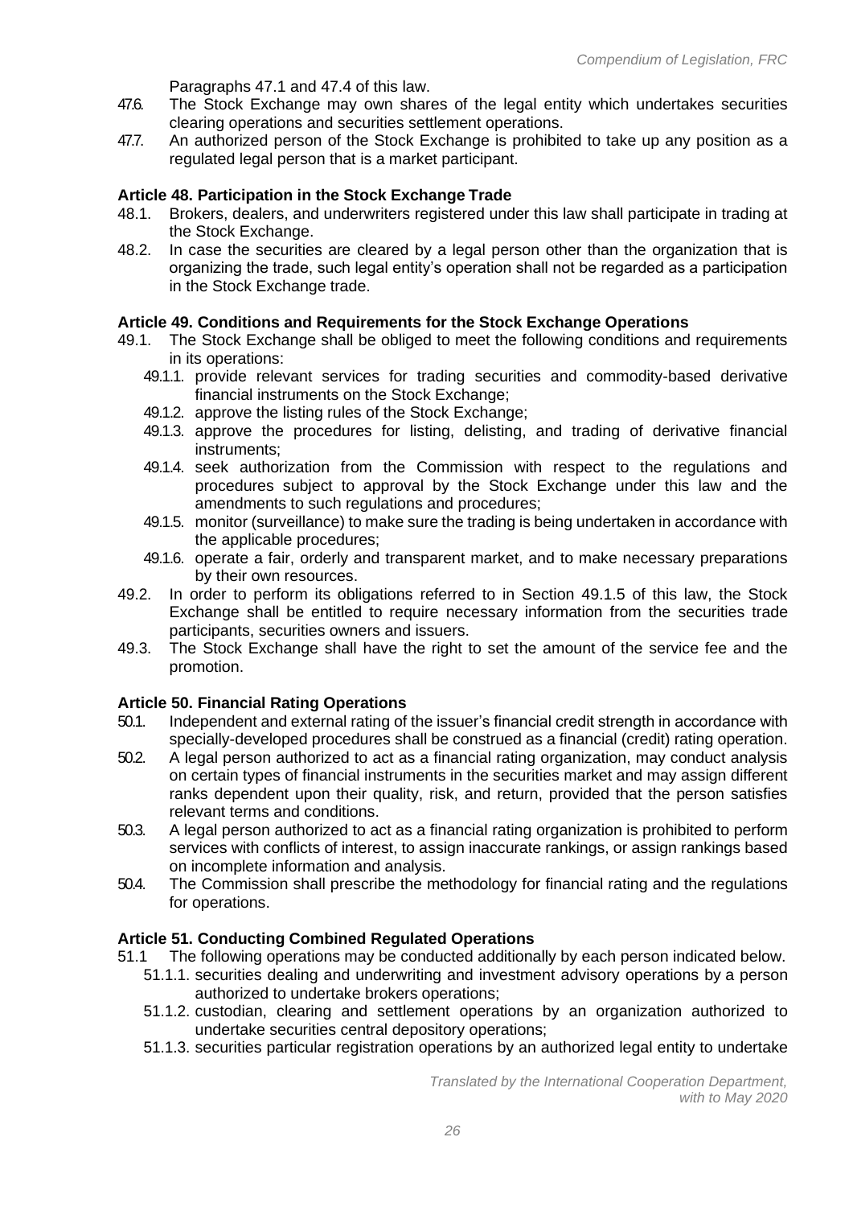Paragraphs 47.1 and 47.4 of this law.

47.6. The Stock Exchange may own shares of the legal entity which undertakes securities clearing operations and securities settlement operations.

47.7. An authorized person of the Stock Exchange is prohibited to take up any position as a regulated legal person that is a market participant.

**Article 48. Participation in the Stock Exchange Trade**

48.1. Brokers, dealers, and underwriters registered under this law shall participate in trading at the Stock Exchange.

48.2. In case the securities are cleared by a legal person other than the organization that is organizing the trade, such legal entity's operation shall not be regarded as a participation in the Stock Exchange trade.

**Article 49. Conditions and Requirements for the Stock Exchange Operations**

49.1. The Stock Exchange shall be obliged to meet the following conditions and requirements in its operations:

- 49.1.1. provide relevant services for trading securities and commodity-based derivative financial instruments on the Stock Exchange;
- 49.1.2. approve the listing rules of the Stock Exchange;
- 49.1.3. approve the procedures for listing, delisting, and trading of derivative financial instruments;
- 49.1.4. seek authorization from the Commission with respect to the regulations and procedures subject to approval by the Stock Exchange under this law and the amendments to such regulations and procedures;
- 49.1.5. monitor (surveillance) to make sure the trading is being undertaken in accordance with the applicable procedures;
- 49.1.6. operate a fair, orderly and transparent market, and to make necessary preparations by their own resources.

49.2. In order to perform its obligations referred to in Section 49.1.5 of this law, the Stock Exchange shall be entitled to require necessary information from the securities trade participants, securities owners and issuers.

49.3. The Stock Exchange shall have the right to set the amount of the service fee and the promotion.

**Article 50. Financial Rating Operations**

50.1. Independent and external rating of the issuer's financial credit strength in accordance with specially-developed procedures shall be construed as a financial (credit) rating operation.

50.2. A legal person authorized to act as a financial rating organization, may conduct analysis on certain types of financial instruments in the securities market and may assign different ranks dependent upon their quality, risk, and return, provided that the person satisfies relevant terms and conditions.

50.3. A legal person authorized to act as a financial rating organization is prohibited to perform services with conflicts of interest, to assign inaccurate rankings, or assign rankings based on incomplete information and analysis.

50.4. The Commission shall prescribe the methodology for financial rating and the regulations for operations.

**Article 51. Conducting Combined Regulated Operations**

51.1 The following operations may be conducted additionally by each person indicated below.

- 51.1.1. securities dealing and underwriting and investment advisory operations by a person authorized to undertake brokers operations;
- 51.1.2. custodian, clearing and settlement operations by an organization authorized to undertake securities central depository operations;
- 51.1.3. securities particular registration operations by an authorized legal entity to undertake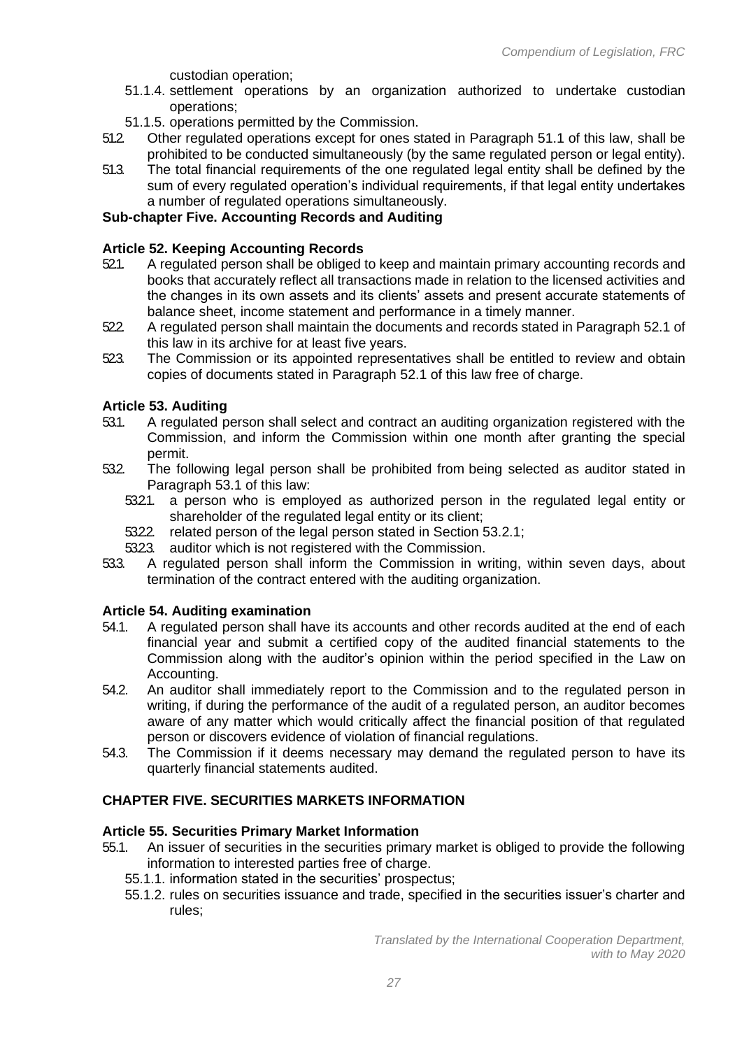custodian operation;

51.1.4. settlement operations by an organization authorized to undertake custodian operations;

51.1.5. operations permitted by the Commission.

51.2. Other regulated operations except for ones stated in Paragraph 51.1 of this law, shall be prohibited to be conducted simultaneously (by the same regulated person or legal entity).

51.3. The total financial requirements of the one regulated legal entity shall be defined by the sum of every regulated operation's individual requirements, if that legal entity undertakes a number of regulated operations simultaneously.

**Sub-chapter Five. Accounting Records and Auditing**

**Article 52. Keeping Accounting Records**

52.1. A regulated person shall be obliged to keep and maintain primary accounting records and books that accurately reflect all transactions made in relation to the licensed activities and the changes in its own assets and its clients' assets and present accurate statements of balance sheet, income statement and performance in a timely manner.

52.2. A regulated person shall maintain the documents and records stated in Paragraph 52.1 of this law in its archive for at least five years.

52.3. The Commission or its appointed representatives shall be entitled to review and obtain copies of documents stated in Paragraph 52.1 of this law free of charge.

**Article 53. Auditing**

53.1. A regulated person shall select and contract an auditing organization registered with the Commission, and inform the Commission within one month after granting the special permit.

53.2. The following legal person shall be prohibited from being selected as auditor stated in Paragraph 53.1 of this law:

53.2.1. a person who is employed as authorized person in the regulated legal entity or shareholder of the regulated legal entity or its client;

53.2.2. related person of the legal person stated in Section 53.2.1;

53.2.3. auditor which is not registered with the Commission.

53.3. A regulated person shall inform the Commission in writing, within seven days, about termination of the contract entered with the auditing organization.

**Article 54. Auditing examination**

54.1. A regulated person shall have its accounts and other records audited at the end of each financial year and submit a certified copy of the audited financial statements to the Commission along with the auditor's opinion within the period specified in the Law on Accounting.

54.2. An auditor shall immediately report to the Commission and to the regulated person in writing, if during the performance of the audit of a regulated person, an auditor becomes aware of any matter which would critically affect the financial position of that regulated person or discovers evidence of violation of financial regulations.

54.3. The Commission if it deems necessary may demand the regulated person to have its quarterly financial statements audited.

## CHAPTER FIVE. SECURITIES MARKETS INFORMATION

**Article 55. Securities Primary Market Information**

55.1. An issuer of securities in the securities primary market is obliged to provide the following information to interested parties free of charge.

55.1.1. information stated in the securities' prospectus;

55.1.2. rules on securities issuance and trade, specified in the securities issuer's charter and rules;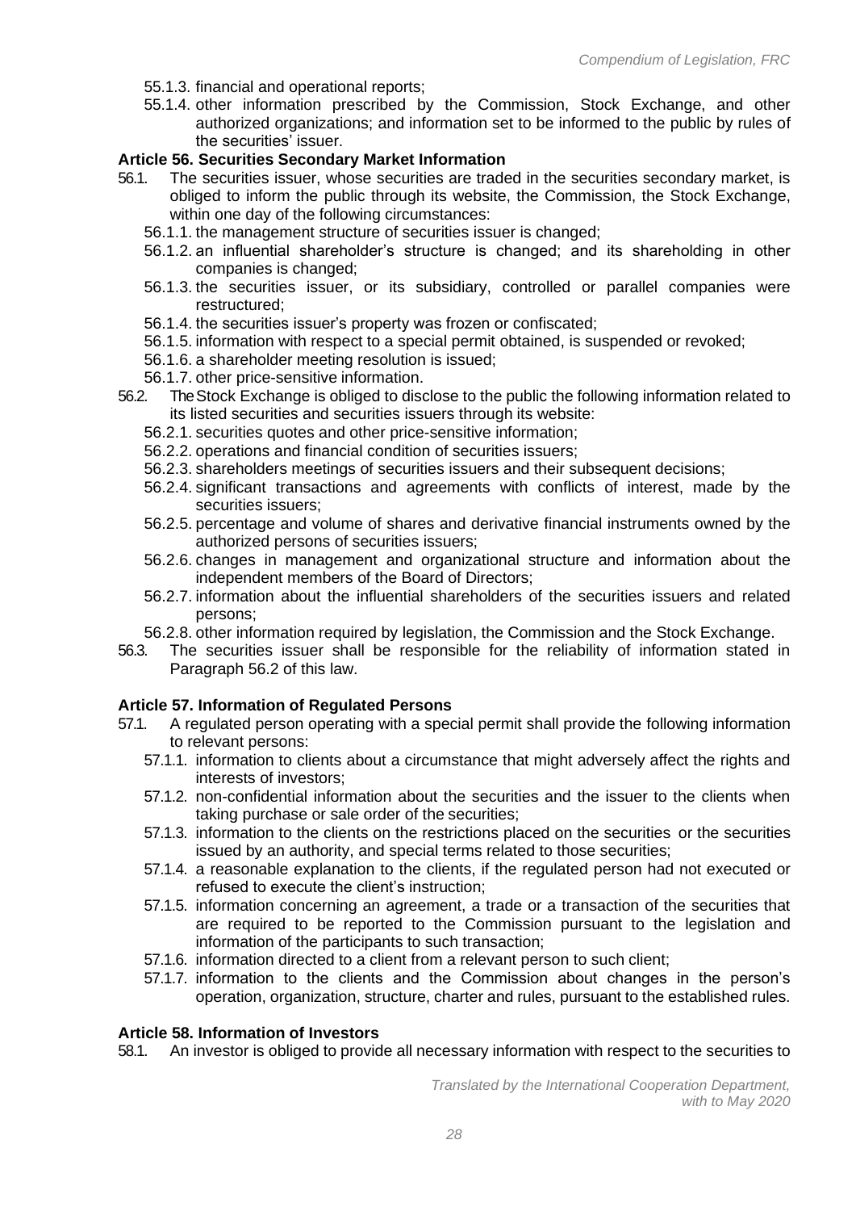55.1.3. financial and operational reports;

55.1.4. other information prescribed by the Commission, Stock Exchange, and other authorized organizations; and information set to be informed to the public by rules of the securities' issuer.

**Article 56. Securities Secondary Market Information**

56.1. The securities issuer, whose securities are traded in the securities secondary market, is obliged to inform the public through its website, the Commission, the Stock Exchange, within one day of the following circumstances:

56.1.1. the management structure of securities issuer is changed;

56.1.2. an influential shareholder's structure is changed; and its shareholding in other companies is changed;

56.1.3. the securities issuer, or its subsidiary, controlled or parallel companies were restructured;

56.1.4. the securities issuer's property was frozen or confiscated;

56.1.5. information with respect to a special permit obtained, is suspended or revoked;

56.1.6. a shareholder meeting resolution is issued;

56.1.7. other price-sensitive information.

56.2. The Stock Exchange is obliged to disclose to the public the following information related to its listed securities and securities issuers through its website:

56.2.1. securities quotes and other price-sensitive information;

56.2.2. operations and financial condition of securities issuers;

56.2.3. shareholders meetings of securities issuers and their subsequent decisions;

56.2.4. significant transactions and agreements with conflicts of interest, made by the securities issuers;

56.2.5. percentage and volume of shares and derivative financial instruments owned by the authorized persons of securities issuers;

56.2.6. changes in management and organizational structure and information about the independent members of the Board of Directors;

56.2.7. information about the influential shareholders of the securities issuers and related persons;

56.2.8. other information required by legislation, the Commission and the Stock Exchange.

56.3. The securities issuer shall be responsible for the reliability of information stated in Paragraph 56.2 of this law.

**Article 57. Information of Regulated Persons**

57.1. A regulated person operating with a special permit shall provide the following information to relevant persons:

57.1.1. information to clients about a circumstance that might adversely affect the rights and interests of investors;

57.1.2. non-confidential information about the securities and the issuer to the clients when taking purchase or sale order of the securities;

57.1.3. information to the clients on the restrictions placed on the securities or the securities issued by an authority, and special terms related to those securities;

57.1.4. a reasonable explanation to the clients, if the regulated person had not executed or refused to execute the client's instruction;

57.1.5. information concerning an agreement, a trade or a transaction of the securities that are required to be reported to the Commission pursuant to the legislation and information of the participants to such transaction;

57.1.6. information directed to a client from a relevant person to such client;

57.1.7. information to the clients and the Commission about changes in the person's operation, organization, structure, charter and rules, pursuant to the established rules.

**Article 58. Information of Investors**

58.1. An investor is obliged to provide all necessary information with respect to the securities to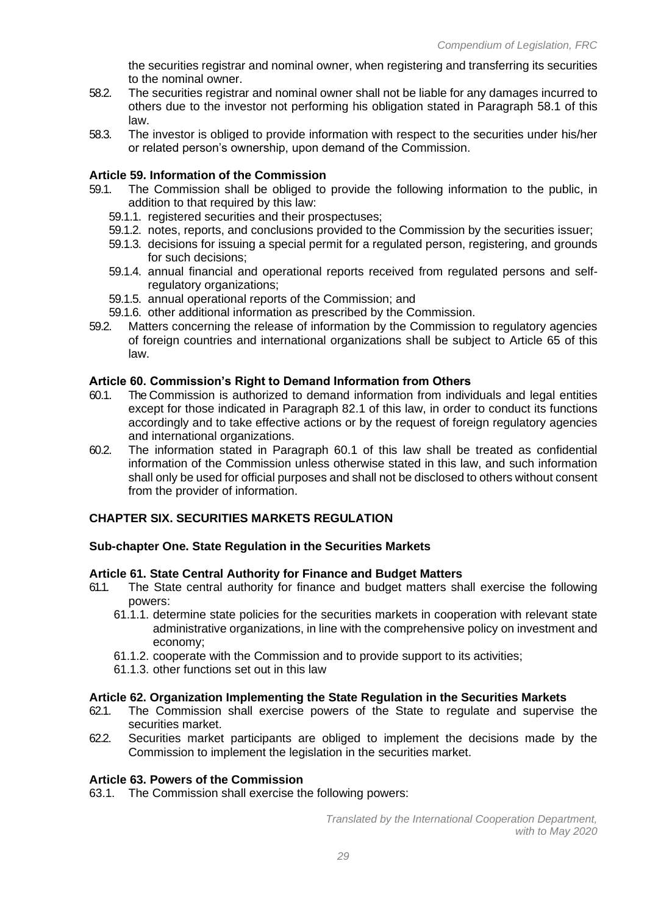the securities registrar and nominal owner, when registering and transferring its securities to the nominal owner.

58.2. The securities registrar and nominal owner shall not be liable for any damages incurred to others due to the investor not performing his obligation stated in Paragraph 58.1 of this law.

58.3. The investor is obliged to provide information with respect to the securities under his/her or related person's ownership, upon demand of the Commission.

**Article 59. Information of the Commission**

59.1. The Commission shall be obliged to provide the following information to the public, in addition to that required by this law:

- 59.1.1. registered securities and their prospectuses;
- 59.1.2. notes, reports, and conclusions provided to the Commission by the securities issuer;
- 59.1.3. decisions for issuing a special permit for a regulated person, registering, and grounds for such decisions;
- 59.1.4. annual financial and operational reports received from regulated persons and self-regulatory organizations;
- 59.1.5. annual operational reports of the Commission; and
- 59.1.6. other additional information as prescribed by the Commission.

59.2. Matters concerning the release of information by the Commission to regulatory agencies of foreign countries and international organizations shall be subject to Article 65 of this law.

**Article 60. Commission's Right to Demand Information from Others**

60.1. The Commission is authorized to demand information from individuals and legal entities except for those indicated in Paragraph 82.1 of this law, in order to conduct its functions accordingly and to take effective actions or by the request of foreign regulatory agencies and international organizations.

60.2. The information stated in Paragraph 60.1 of this law shall be treated as confidential information of the Commission unless otherwise stated in this law, and such information shall only be used for official purposes and shall not be disclosed to others without consent from the provider of information.

**CHAPTER SIX. SECURITIES MARKETS REGULATION**

**Sub-chapter One. State Regulation in the Securities Markets**

**Article 61. State Central Authority for Finance and Budget Matters**

61.1. The State central authority for finance and budget matters shall exercise the following powers:

- 61.1.1. determine state policies for the securities markets in cooperation with relevant state administrative organizations, in line with the comprehensive policy on investment and economy;
- 61.1.2. cooperate with the Commission and to provide support to its activities;
- 61.1.3. other functions set out in this law

**Article 62. Organization Implementing the State Regulation in the Securities Markets**

62.1. The Commission shall exercise powers of the State to regulate and supervise the securities market.

62.2. Securities market participants are obliged to implement the decisions made by the Commission to implement the legislation in the securities market.

**Article 63. Powers of the Commission**

63.1. The Commission shall exercise the following powers: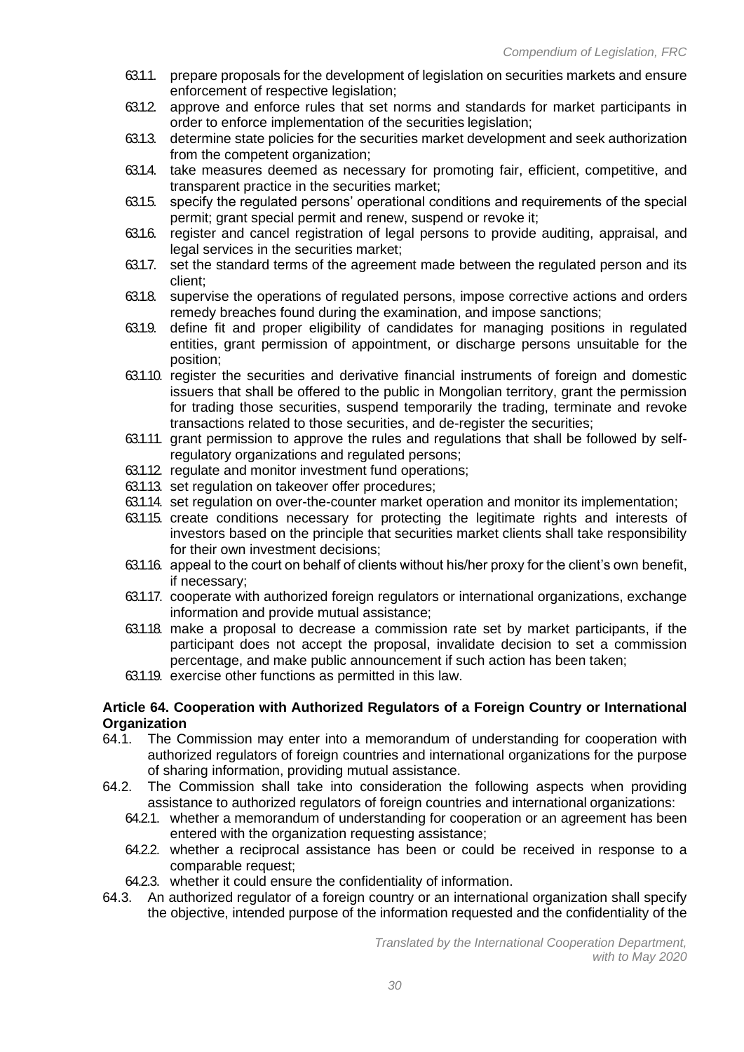- 63.1.1. prepare proposals for the development of legislation on securities markets and ensure enforcement of respective legislation;
- 63.1.2. approve and enforce rules that set norms and standards for market participants in order to enforce implementation of the securities legislation;
- 63.1.3. determine state policies for the securities market development and seek authorization from the competent organization;
- 63.1.4. take measures deemed as necessary for promoting fair, efficient, competitive, and transparent practice in the securities market;
- 63.1.5. specify the regulated persons' operational conditions and requirements of the special permit; grant special permit and renew, suspend or revoke it;
- 63.1.6. register and cancel registration of legal persons to provide auditing, appraisal, and legal services in the securities market;
- 63.1.7. set the standard terms of the agreement made between the regulated person and its client;
- 63.1.8. supervise the operations of regulated persons, impose corrective actions and orders remedy breaches found during the examination, and impose sanctions;
- 63.1.9. define fit and proper eligibility of candidates for managing positions in regulated entities, grant permission of appointment, or discharge persons unsuitable for the position;
- 63.1.10. register the securities and derivative financial instruments of foreign and domestic issuers that shall be offered to the public in Mongolian territory, grant the permission for trading those securities, suspend temporarily the trading, terminate and revoke transactions related to those securities, and de-register the securities;
- 63.1.11. grant permission to approve the rules and regulations that shall be followed by self-regulatory organizations and regulated persons;
- 63.1.12. regulate and monitor investment fund operations;
- 63.1.13. set regulation on takeover offer procedures;
- 63.1.14. set regulation on over-the-counter market operation and monitor its implementation;
- 63.1.15. create conditions necessary for protecting the legitimate rights and interests of investors based on the principle that securities market clients shall take responsibility for their own investment decisions;
- 63.1.16. appeal to the court on behalf of clients without his/her proxy for the client's own benefit, if necessary;
- 63.1.17. cooperate with authorized foreign regulators or international organizations, exchange information and provide mutual assistance;
- 63.1.18. make a proposal to decrease a commission rate set by market participants, if the participant does not accept the proposal, invalidate decision to set a commission percentage, and make public announcement if such action has been taken;
- 63.1.19. exercise other functions as permitted in this law.

**Article 64. Cooperation with Authorized Regulators of a Foreign Country or International Organization**

64.1. The Commission may enter into a memorandum of understanding for cooperation with authorized regulators of foreign countries and international organizations for the purpose of sharing information, providing mutual assistance.

64.2. The Commission shall take into consideration the following aspects when providing assistance to authorized regulators of foreign countries and international organizations:

- 64.2.1. whether a memorandum of understanding for cooperation or an agreement has been entered with the organization requesting assistance;
- 64.2.2. whether a reciprocal assistance has been or could be received in response to a comparable request;
- 64.2.3. whether it could ensure the confidentiality of information.

64.3. An authorized regulator of a foreign country or an international organization shall specify the objective, intended purpose of the information requested and the confidentiality of the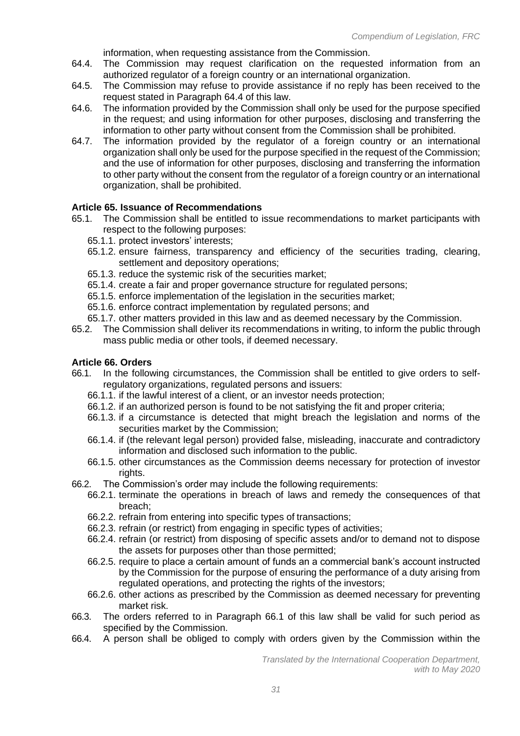information, when requesting assistance from the Commission.

64.4. The Commission may request clarification on the requested information from an authorized regulator of a foreign country or an international organization.

64.5. The Commission may refuse to provide assistance if no reply has been received to the request stated in Paragraph 64.4 of this law.

64.6. The information provided by the Commission shall only be used for the purpose specified in the request; and using information for other purposes, disclosing and transferring the information to other party without consent from the Commission shall be prohibited.

64.7. The information provided by the regulator of a foreign country or an international organization shall only be used for the purpose specified in the request of the Commission; and the use of information for other purposes, disclosing and transferring the information to other party without the consent from the regulator of a foreign country or an international organization, shall be prohibited.

**Article 65. Issuance of Recommendations**

65.1. The Commission shall be entitled to issue recommendations to market participants with respect to the following purposes:

- 65.1.1. protect investors' interests;
- 65.1.2. ensure fairness, transparency and efficiency of the securities trading, clearing, settlement and depository operations;
- 65.1.3. reduce the systemic risk of the securities market;
- 65.1.4. create a fair and proper governance structure for regulated persons;
- 65.1.5. enforce implementation of the legislation in the securities market;
- 65.1.6. enforce contract implementation by regulated persons; and
- 65.1.7. other matters provided in this law and as deemed necessary by the Commission.

65.2. The Commission shall deliver its recommendations in writing, to inform the public through mass public media or other tools, if deemed necessary.

**Article 66. Orders**

66.1. In the following circumstances, the Commission shall be entitled to give orders to self-regulatory organizations, regulated persons and issuers:

- 66.1.1. if the lawful interest of a client, or an investor needs protection;
- 66.1.2. if an authorized person is found to be not satisfying the fit and proper criteria;
- 66.1.3. if a circumstance is detected that might breach the legislation and norms of the securities market by the Commission;
- 66.1.4. if (the relevant legal person) provided false, misleading, inaccurate and contradictory information and disclosed such information to the public.
- 66.1.5. other circumstances as the Commission deems necessary for protection of investor rights.

66.2. The Commission's order may include the following requirements:

- 66.2.1. terminate the operations in breach of laws and remedy the consequences of that breach;
- 66.2.2. refrain from entering into specific types of transactions;
- 66.2.3. refrain (or restrict) from engaging in specific types of activities;
- 66.2.4. refrain (or restrict) from disposing of specific assets and/or to demand not to dispose the assets for purposes other than those permitted;
- 66.2.5. require to place a certain amount of funds an a commercial bank's account instructed by the Commission for the purpose of ensuring the performance of a duty arising from regulated operations, and protecting the rights of the investors;
- 66.2.6. other actions as prescribed by the Commission as deemed necessary for preventing market risk.

66.3. The orders referred to in Paragraph 66.1 of this law shall be valid for such period as specified by the Commission.

66.4. A person shall be obliged to comply with orders given by the Commission within the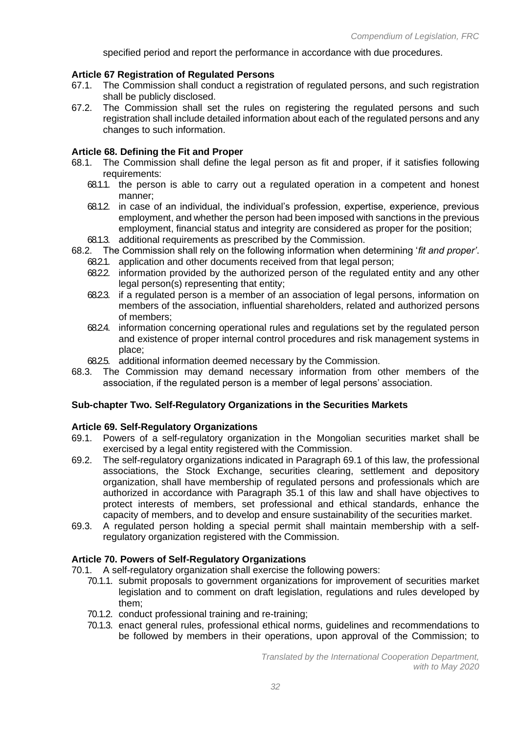specified period and report the performance in accordance with due procedures.

**Article 67 Registration of Regulated Persons**

67.1. The Commission shall conduct a registration of regulated persons, and such registration shall be publicly disclosed.

67.2. The Commission shall set the rules on registering the regulated persons and such registration shall include detailed information about each of the regulated persons and any changes to such information.

**Article 68. Defining the Fit and Proper**

68.1. The Commission shall define the legal person as fit and proper, if it satisfies following requirements:

68.1.1. the person is able to carry out a regulated operation in a competent and honest manner;

68.1.2. in case of an individual, the individual's profession, expertise, experience, previous employment, and whether the person had been imposed with sanctions in the previous employment, financial status and integrity are considered as proper for the position;

68.1.3. additional requirements as prescribed by the Commission.

68.2. The Commission shall rely on the following information when determining '*fit and proper'*.

68.2.1. application and other documents received from that legal person;

68.2.2. information provided by the authorized person of the regulated entity and any other legal person(s) representing that entity;

68.2.3. if a regulated person is a member of an association of legal persons, information on members of the association, influential shareholders, related and authorized persons of members;

68.2.4. information concerning operational rules and regulations set by the regulated person and existence of proper internal control procedures and risk management systems in place;

68.2.5. additional information deemed necessary by the Commission.

68.3. The Commission may demand necessary information from other members of the association, if the regulated person is a member of legal persons' association.

**Sub-chapter Two. Self-Regulatory Organizations in the Securities Markets**

**Article 69. Self-Regulatory Organizations**

69.1. Powers of a self-regulatory organization in the Mongolian securities market shall be exercised by a legal entity registered with the Commission.

69.2. The self-regulatory organizations indicated in Paragraph 69.1 of this law, the professional associations, the Stock Exchange, securities clearing, settlement and depository organization, shall have membership of regulated persons and professionals which are authorized in accordance with Paragraph 35.1 of this law and shall have objectives to protect interests of members, set professional and ethical standards, enhance the capacity of members, and to develop and ensure sustainability of the securities market.

69.3. A regulated person holding a special permit shall maintain membership with a self-regulatory organization registered with the Commission.

**Article 70. Powers of Self-Regulatory Organizations**

70.1. A self-regulatory organization shall exercise the following powers:

70.1.1. submit proposals to government organizations for improvement of securities market legislation and to comment on draft legislation, regulations and rules developed by them;

70.1.2. conduct professional training and re-training;

70.1.3. enact general rules, professional ethical norms, guidelines and recommendations to be followed by members in their operations, upon approval of the Commission; to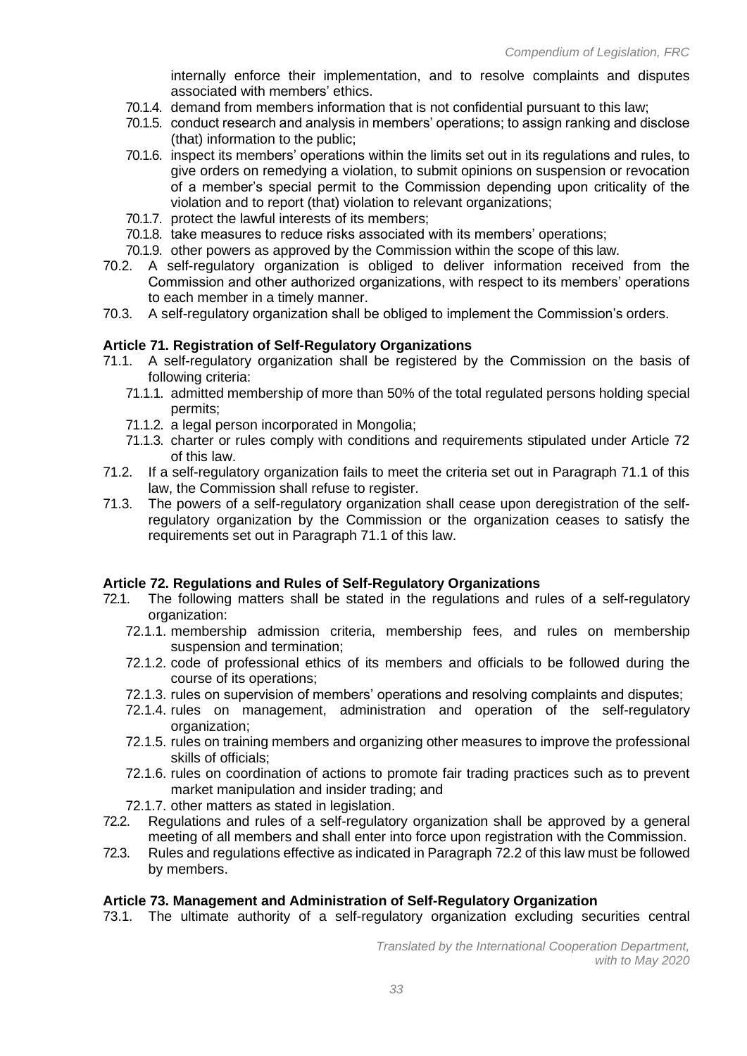internally enforce their implementation, and to resolve complaints and disputes associated with members' ethics.

- 70.1.4. demand from members information that is not confidential pursuant to this law;
- 70.1.5. conduct research and analysis in members' operations; to assign ranking and disclose (that) information to the public;
- 70.1.6. inspect its members' operations within the limits set out in its regulations and rules, to give orders on remedying a violation, to submit opinions on suspension or revocation of a member's special permit to the Commission depending upon criticality of the violation and to report (that) violation to relevant organizations;
- 70.1.7. protect the lawful interests of its members;
- 70.1.8. take measures to reduce risks associated with its members' operations;
- 70.1.9. other powers as approved by the Commission within the scope of this law.

70.2. A self-regulatory organization is obliged to deliver information received from the Commission and other authorized organizations, with respect to its members' operations to each member in a timely manner.

70.3. A self-regulatory organization shall be obliged to implement the Commission's orders.

**Article 71. Registration of Self-Regulatory Organizations**

71.1. A self-regulatory organization shall be registered by the Commission on the basis of following criteria:

- 71.1.1. admitted membership of more than 50% of the total regulated persons holding special permits;
- 71.1.2. a legal person incorporated in Mongolia;
- 71.1.3. charter or rules comply with conditions and requirements stipulated under Article 72 of this law.

71.2. If a self-regulatory organization fails to meet the criteria set out in Paragraph 71.1 of this law, the Commission shall refuse to register.

71.3. The powers of a self-regulatory organization shall cease upon deregistration of the self-regulatory organization by the Commission or the organization ceases to satisfy the requirements set out in Paragraph 71.1 of this law.

**Article 72. Regulations and Rules of Self-Regulatory Organizations**

72.1. The following matters shall be stated in the regulations and rules of a self-regulatory organization:

- 72.1.1. membership admission criteria, membership fees, and rules on membership suspension and termination;
- 72.1.2. code of professional ethics of its members and officials to be followed during the course of its operations;
- 72.1.3. rules on supervision of members' operations and resolving complaints and disputes;
- 72.1.4. rules on management, administration and operation of the self-regulatory organization;
- 72.1.5. rules on training members and organizing other measures to improve the professional skills of officials;
- 72.1.6. rules on coordination of actions to promote fair trading practices such as to prevent market manipulation and insider trading; and
- 72.1.7. other matters as stated in legislation.

72.2. Regulations and rules of a self-regulatory organization shall be approved by a general meeting of all members and shall enter into force upon registration with the Commission.

72.3. Rules and regulations effective as indicated in Paragraph 72.2 of this law must be followed by members.

**Article 73. Management and Administration of Self-Regulatory Organization**

73.1. The ultimate authority of a self-regulatory organization excluding securities central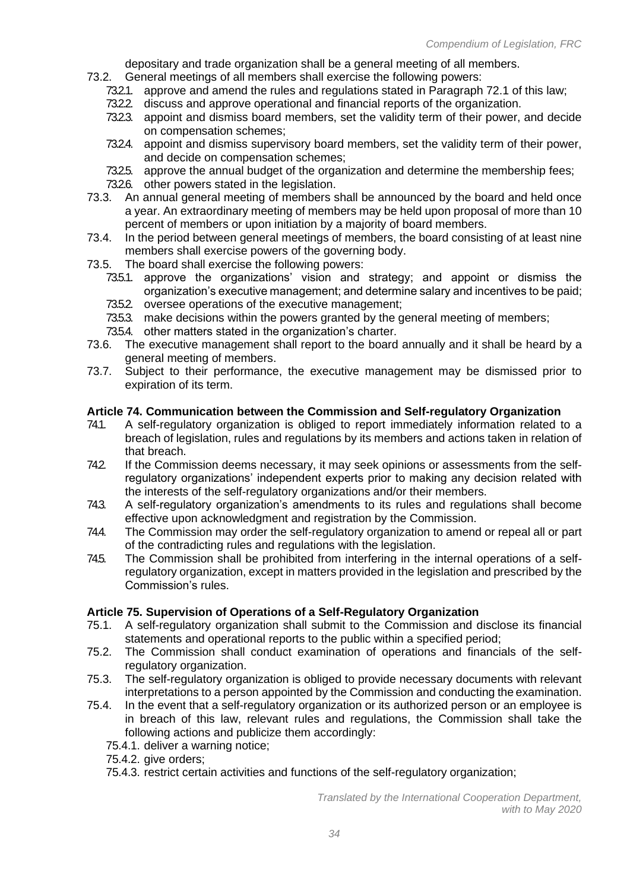depositary and trade organization shall be a general meeting of all members.

73.2. General meetings of all members shall exercise the following powers:

73.2.1. approve and amend the rules and regulations stated in Paragraph 72.1 of this law;

73.2.2. discuss and approve operational and financial reports of the organization.

73.2.3. appoint and dismiss board members, set the validity term of their power, and decide on compensation schemes;

73.2.4. appoint and dismiss supervisory board members, set the validity term of their power, and decide on compensation schemes;

73.2.5. approve the annual budget of the organization and determine the membership fees;

73.2.6. other powers stated in the legislation.

73.3. An annual general meeting of members shall be announced by the board and held once a year. An extraordinary meeting of members may be held upon proposal of more than 10 percent of members or upon initiation by a majority of board members.

73.4. In the period between general meetings of members, the board consisting of at least nine members shall exercise powers of the governing body.

73.5. The board shall exercise the following powers:

73.5.1. approve the organizations' vision and strategy; and appoint or dismiss the organization's executive management; and determine salary and incentives to be paid;

73.5.2. oversee operations of the executive management;

73.5.3. make decisions within the powers granted by the general meeting of members;

73.5.4. other matters stated in the organization's charter.

73.6. The executive management shall report to the board annually and it shall be heard by a general meeting of members.

73.7. Subject to their performance, the executive management may be dismissed prior to expiration of its term.

### Article 74. Communication between the Commission and Self-regulatory Organization

74.1. A self-regulatory organization is obliged to report immediately information related to a breach of legislation, rules and regulations by its members and actions taken in relation of that breach.

74.2. If the Commission deems necessary, it may seek opinions or assessments from the self-regulatory organizations' independent experts prior to making any decision related with the interests of the self-regulatory organizations and/or their members.

74.3. A self-regulatory organization's amendments to its rules and regulations shall become effective upon acknowledgment and registration by the Commission.

74.4. The Commission may order the self-regulatory organization to amend or repeal all or part of the contradicting rules and regulations with the legislation.

74.5. The Commission shall be prohibited from interfering in the internal operations of a self-regulatory organization, except in matters provided in the legislation and prescribed by the Commission's rules.

### Article 75. Supervision of Operations of a Self-Regulatory Organization

75.1. A self-regulatory organization shall submit to the Commission and disclose its financial statements and operational reports to the public within a specified period;

75.2. The Commission shall conduct examination of operations and financials of the self-regulatory organization.

75.3. The self-regulatory organization is obliged to provide necessary documents with relevant interpretations to a person appointed by the Commission and conducting the examination.

75.4. In the event that a self-regulatory organization or its authorized person or an employee is in breach of this law, relevant rules and regulations, the Commission shall take the following actions and publicize them accordingly:

75.4.1. deliver a warning notice;

75.4.2. give orders;

75.4.3. restrict certain activities and functions of the self-regulatory organization;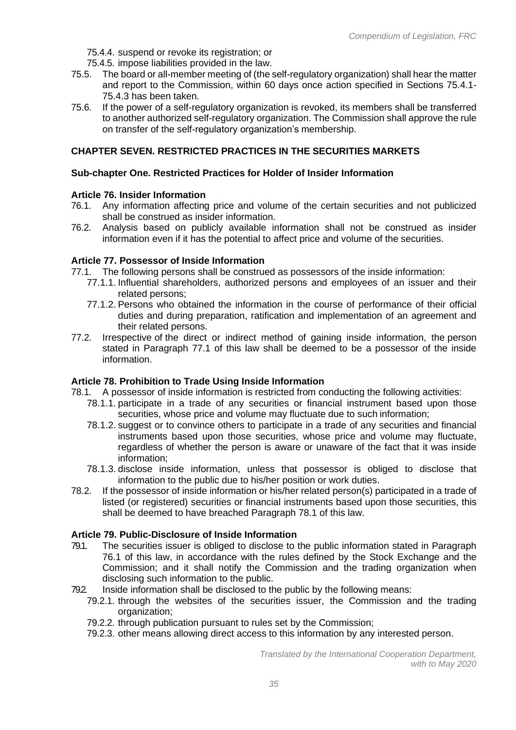75.4.4. suspend or revoke its registration; or

75.4.5. impose liabilities provided in the law.

75.5. The board or all-member meeting of (the self-regulatory organization) shall hear the matter and report to the Commission, within 60 days once action specified in Sections 75.4.1-75.4.3 has been taken.

75.6. If the power of a self-regulatory organization is revoked, its members shall be transferred to another authorized self-regulatory organization. The Commission shall approve the rule on transfer of the self-regulatory organization's membership.

## CHAPTER SEVEN. RESTRICTED PRACTICES IN THE SECURITIES MARKETS

### Sub-chapter One. Restricted Practices for Holder of Insider Information

#### Article 76. Insider Information

76.1. Any information affecting price and volume of the certain securities and not publicized shall be construed as insider information.

76.2. Analysis based on publicly available information shall not be construed as insider information even if it has the potential to affect price and volume of the securities.

#### Article 77. Possessor of Inside Information

77.1. The following persons shall be construed as possessors of the inside information:

- 77.1.1. Influential shareholders, authorized persons and employees of an issuer and their related persons;
- 77.1.2. Persons who obtained the information in the course of performance of their official duties and during preparation, ratification and implementation of an agreement and their related persons.

77.2. Irrespective of the direct or indirect method of gaining inside information, the person stated in Paragraph 77.1 of this law shall be deemed to be a possessor of the inside information.

#### Article 78. Prohibition to Trade Using Inside Information

78.1. A possessor of inside information is restricted from conducting the following activities:

- 78.1.1. participate in a trade of any securities or financial instrument based upon those securities, whose price and volume may fluctuate due to such information;
- 78.1.2. suggest or to convince others to participate in a trade of any securities and financial instruments based upon those securities, whose price and volume may fluctuate, regardless of whether the person is aware or unaware of the fact that it was inside information;
- 78.1.3. disclose inside information, unless that possessor is obliged to disclose that information to the public due to his/her position or work duties.

78.2. If the possessor of inside information or his/her related person(s) participated in a trade of listed (or registered) securities or financial instruments based upon those securities, this shall be deemed to have breached Paragraph 78.1 of this law.

#### Article 79. Public-Disclosure of Inside Information

79.1. The securities issuer is obliged to disclose to the public information stated in Paragraph 76.1 of this law, in accordance with the rules defined by the Stock Exchange and the Commission; and it shall notify the Commission and the trading organization when disclosing such information to the public.

79.2. Inside information shall be disclosed to the public by the following means:

- 79.2.1. through the websites of the securities issuer, the Commission and the trading organization;
- 79.2.2. through publication pursuant to rules set by the Commission;
- 79.2.3. other means allowing direct access to this information by any interested person.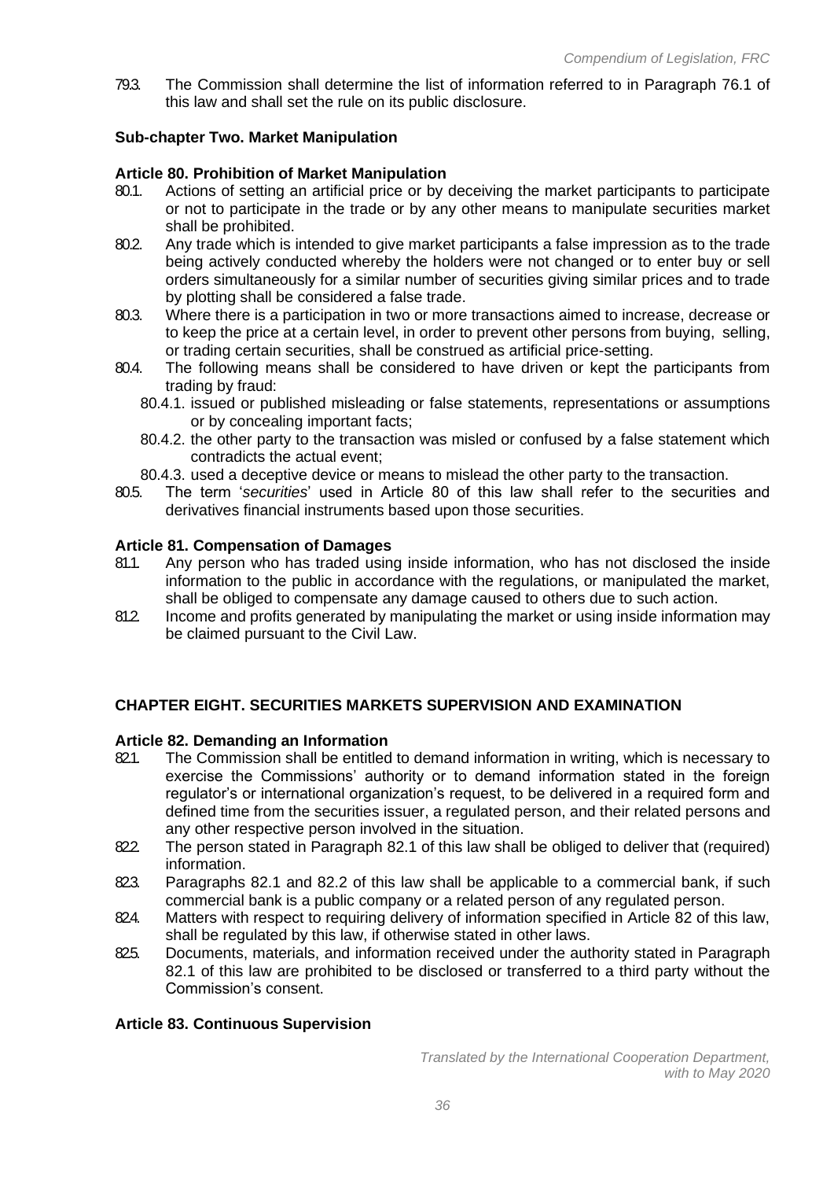79.3. The Commission shall determine the list of information referred to in Paragraph 76.1 of this law and shall set the rule on its public disclosure.

### Sub-chapter Two. Market Manipulation

### Article 80. Prohibition of Market Manipulation

80.1. Actions of setting an artificial price or by deceiving the market participants to participate or not to participate in the trade or by any other means to manipulate securities market shall be prohibited.

80.2. Any trade which is intended to give market participants a false impression as to the trade being actively conducted whereby the holders were not changed or to enter buy or sell orders simultaneously for a similar number of securities giving similar prices and to trade by plotting shall be considered a false trade.

80.3. Where there is a participation in two or more transactions aimed to increase, decrease or to keep the price at a certain level, in order to prevent other persons from buying, selling, or trading certain securities, shall be construed as artificial price-setting.

80.4. The following means shall be considered to have driven or kept the participants from trading by fraud:

80.4.1. issued or published misleading or false statements, representations or assumptions or by concealing important facts;

80.4.2. the other party to the transaction was misled or confused by a false statement which contradicts the actual event;

80.4.3. used a deceptive device or means to mislead the other party to the transaction.

80.5. The term '*securities*' used in Article 80 of this law shall refer to the securities and derivatives financial instruments based upon those securities.

### Article 81. Compensation of Damages

81.1. Any person who has traded using inside information, who has not disclosed the inside information to the public in accordance with the regulations, or manipulated the market, shall be obliged to compensate any damage caused to others due to such action.

81.2. Income and profits generated by manipulating the market or using inside information may be claimed pursuant to the Civil Law.

## CHAPTER EIGHT. SECURITIES MARKETS SUPERVISION AND EXAMINATION

### Article 82. Demanding an Information

82.1. The Commission shall be entitled to demand information in writing, which is necessary to exercise the Commissions' authority or to demand information stated in the foreign regulator's or international organization's request, to be delivered in a required form and defined time from the securities issuer, a regulated person, and their related persons and any other respective person involved in the situation.

82.2. The person stated in Paragraph 82.1 of this law shall be obliged to deliver that (required) information.

82.3. Paragraphs 82.1 and 82.2 of this law shall be applicable to a commercial bank, if such commercial bank is a public company or a related person of any regulated person.

82.4. Matters with respect to requiring delivery of information specified in Article 82 of this law, shall be regulated by this law, if otherwise stated in other laws.

82.5. Documents, materials, and information received under the authority stated in Paragraph 82.1 of this law are prohibited to be disclosed or transferred to a third party without the Commission's consent.

### Article 83. Continuous Supervision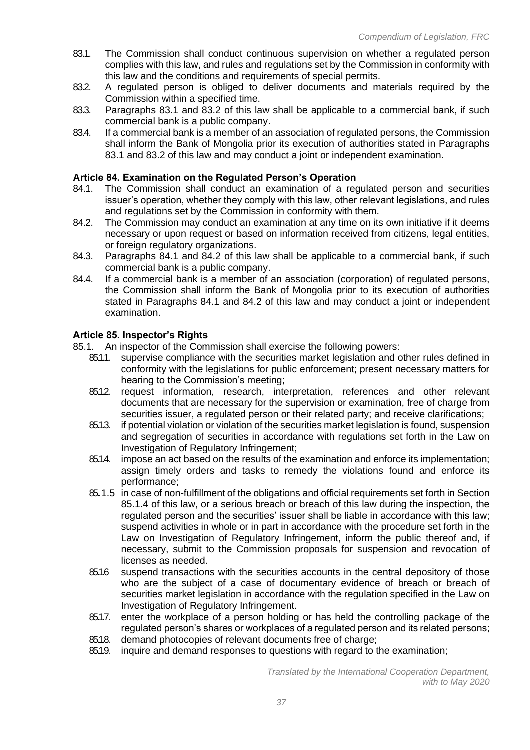83.1. The Commission shall conduct continuous supervision on whether a regulated person complies with this law, and rules and regulations set by the Commission in conformity with this law and the conditions and requirements of special permits.

83.2. A regulated person is obliged to deliver documents and materials required by the Commission within a specified time.

83.3. Paragraphs 83.1 and 83.2 of this law shall be applicable to a commercial bank, if such commercial bank is a public company.

83.4. If a commercial bank is a member of an association of regulated persons, the Commission shall inform the Bank of Mongolia prior its execution of authorities stated in Paragraphs 83.1 and 83.2 of this law and may conduct a joint or independent examination.

### Article 84. Examination on the Regulated Person's Operation

84.1. The Commission shall conduct an examination of a regulated person and securities issuer's operation, whether they comply with this law, other relevant legislations, and rules and regulations set by the Commission in conformity with them.

84.2. The Commission may conduct an examination at any time on its own initiative if it deems necessary or upon request or based on information received from citizens, legal entities, or foreign regulatory organizations.

84.3. Paragraphs 84.1 and 84.2 of this law shall be applicable to a commercial bank, if such commercial bank is a public company.

84.4. If a commercial bank is a member of an association (corporation) of regulated persons, the Commission shall inform the Bank of Mongolia prior to its execution of authorities stated in Paragraphs 84.1 and 84.2 of this law and may conduct a joint or independent examination.

### Article 85. Inspector's Rights

85.1. An inspector of the Commission shall exercise the following powers:

- 85.1.1. supervise compliance with the securities market legislation and other rules defined in conformity with the legislations for public enforcement; present necessary matters for hearing to the Commission's meeting;
- 85.1.2. request information, research, interpretation, references and other relevant documents that are necessary for the supervision or examination, free of charge from securities issuer, a regulated person or their related party; and receive clarifications;
- 85.1.3. if potential violation or violation of the securities market legislation is found, suspension and segregation of securities in accordance with regulations set forth in the Law on Investigation of Regulatory Infringement;
- 85.1.4. impose an act based on the results of the examination and enforce its implementation; assign timely orders and tasks to remedy the violations found and enforce its performance;
- 85..1.5 in case of non-fulfillment of the obligations and official requirements set forth in Section 85.1.4 of this law, or a serious breach or breach of this law during the inspection, the regulated person and the securities' issuer shall be liable in accordance with this law; suspend activities in whole or in part in accordance with the procedure set forth in the Law on Investigation of Regulatory Infringement, inform the public thereof and, if necessary, submit to the Commission proposals for suspension and revocation of licenses as needed.
- 85.1.6 suspend transactions with the securities accounts in the central depository of those who are the subject of a case of documentary evidence of breach or breach of securities market legislation in accordance with the regulation specified in the Law on Investigation of Regulatory Infringement.
- 85.1.7. enter the workplace of a person holding or has held the controlling package of the regulated person's shares or workplaces of a regulated person and its related persons;
- 85.1.8. demand photocopies of relevant documents free of charge;
- 85.1.9. inquire and demand responses to questions with regard to the examination;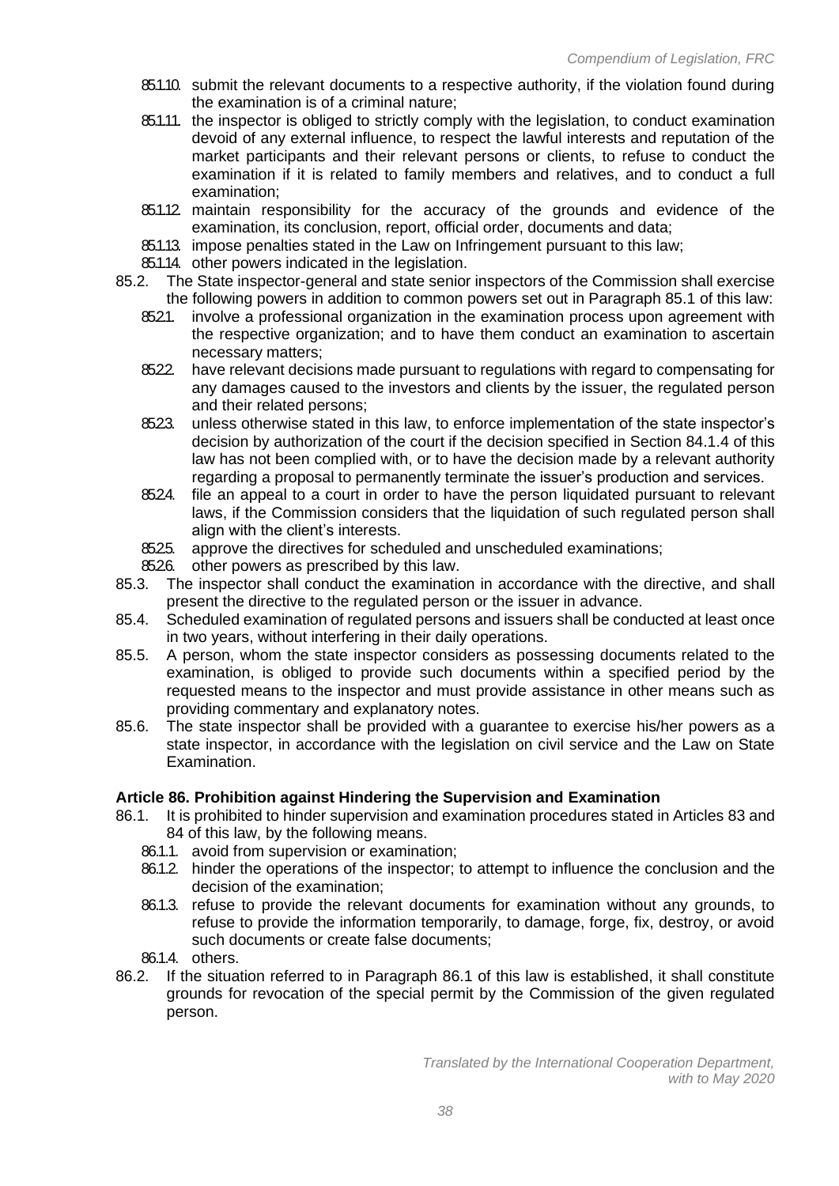85.1.10. submit the relevant documents to a respective authority, if the violation found during the examination is of a criminal nature;

85.1.11. the inspector is obliged to strictly comply with the legislation, to conduct examination devoid of any external influence, to respect the lawful interests and reputation of the market participants and their relevant persons or clients, to refuse to conduct the examination if it is related to family members and relatives, and to conduct a full examination;

85.1.12. maintain responsibility for the accuracy of the grounds and evidence of the examination, its conclusion, report, official order, documents and data;

85.1.13. impose penalties stated in the Law on Infringement pursuant to this law;

85.1.14. other powers indicated in the legislation.

85.2. The State inspector-general and state senior inspectors of the Commission shall exercise the following powers in addition to common powers set out in Paragraph 85.1 of this law:

85.2.1. involve a professional organization in the examination process upon agreement with the respective organization; and to have them conduct an examination to ascertain necessary matters;

85.2.2. have relevant decisions made pursuant to regulations with regard to compensating for any damages caused to the investors and clients by the issuer, the regulated person and their related persons;

85.2.3. unless otherwise stated in this law, to enforce implementation of the state inspector's decision by authorization of the court if the decision specified in Section 84.1.4 of this law has not been complied with, or to have the decision made by a relevant authority regarding a proposal to permanently terminate the issuer's production and services.

85.2.4. file an appeal to a court in order to have the person liquidated pursuant to relevant laws, if the Commission considers that the liquidation of such regulated person shall align with the client's interests.

85.2.5. approve the directives for scheduled and unscheduled examinations;

85.2.6. other powers as prescribed by this law.

85.3. The inspector shall conduct the examination in accordance with the directive, and shall present the directive to the regulated person or the issuer in advance.

85.4. Scheduled examination of regulated persons and issuers shall be conducted at least once in two years, without interfering in their daily operations.

85.5. A person, whom the state inspector considers as possessing documents related to the examination, is obliged to provide such documents within a specified period by the requested means to the inspector and must provide assistance in other means such as providing commentary and explanatory notes.

85.6. The state inspector shall be provided with a guarantee to exercise his/her powers as a state inspector, in accordance with the legislation on civil service and the Law on State Examination.

### Article 86. Prohibition against Hindering the Supervision and Examination

86.1. It is prohibited to hinder supervision and examination procedures stated in Articles 83 and 84 of this law, by the following means.

86.1.1. avoid from supervision or examination;

86.1.2. hinder the operations of the inspector; to attempt to influence the conclusion and the decision of the examination;

86.1.3. refuse to provide the relevant documents for examination without any grounds, to refuse to provide the information temporarily, to damage, forge, fix, destroy, or avoid such documents or create false documents;

86.1.4. others.

86.2. If the situation referred to in Paragraph 86.1 of this law is established, it shall constitute grounds for revocation of the special permit by the Commission of the given regulated person.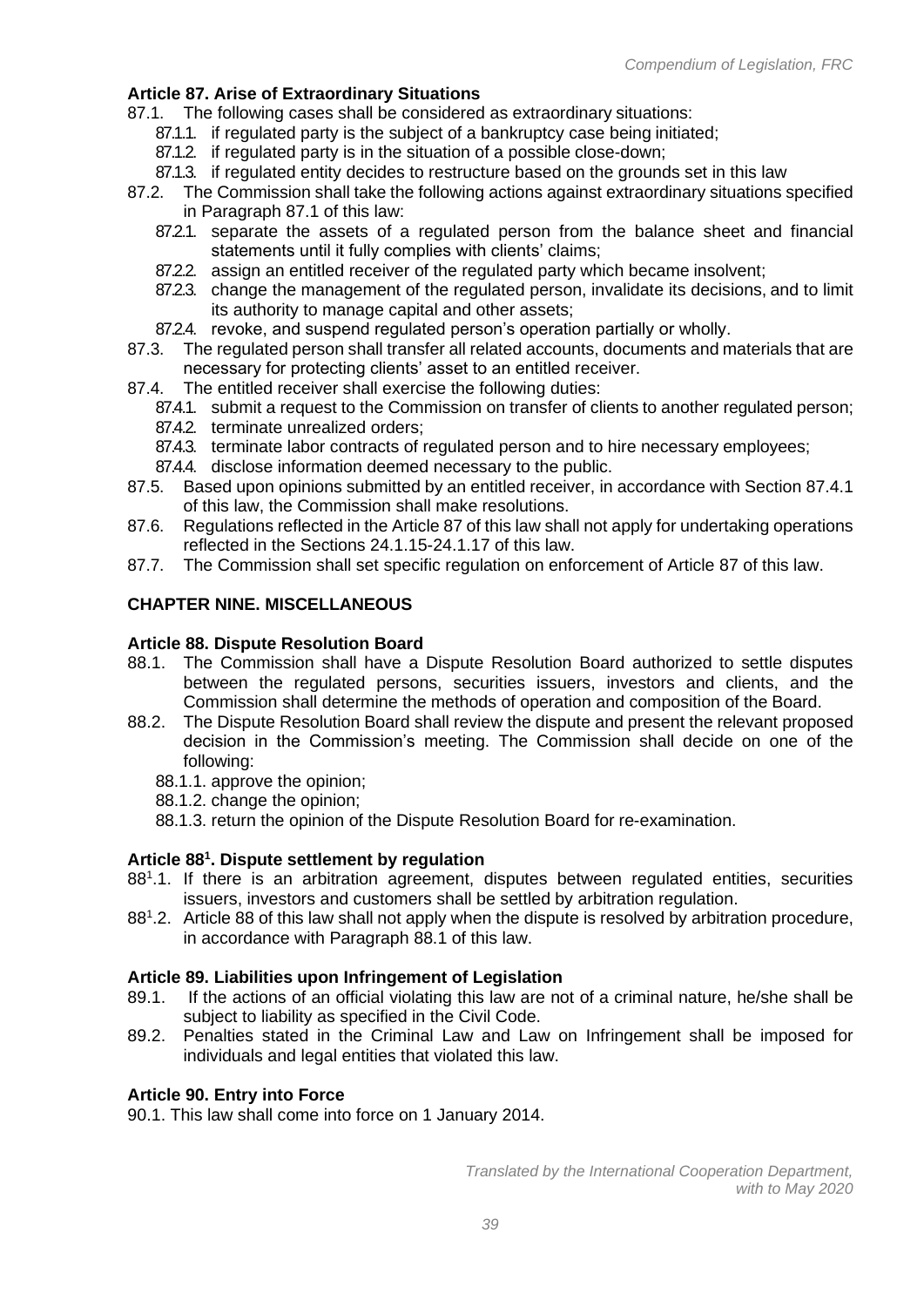**Article 87. Arise of Extraordinary Situations**

87.1. The following cases shall be considered as extraordinary situations:

87.1.1. if regulated party is the subject of a bankruptcy case being initiated;

87.1.2. if regulated party is in the situation of a possible close-down;

87.1.3. if regulated entity decides to restructure based on the grounds set in this law

87.2. The Commission shall take the following actions against extraordinary situations specified in Paragraph 87.1 of this law:

87.2.1. separate the assets of a regulated person from the balance sheet and financial statements until it fully complies with clients' claims;

87.2.2. assign an entitled receiver of the regulated party which became insolvent;

87.2.3. change the management of the regulated person, invalidate its decisions, and to limit its authority to manage capital and other assets;

87.2.4. revoke, and suspend regulated person's operation partially or wholly.

87.3. The regulated person shall transfer all related accounts, documents and materials that are necessary for protecting clients' asset to an entitled receiver.

87.4. The entitled receiver shall exercise the following duties:

87.4.1. submit a request to the Commission on transfer of clients to another regulated person;

87.4.2. terminate unrealized orders;

87.4.3. terminate labor contracts of regulated person and to hire necessary employees;

87.4.4. disclose information deemed necessary to the public.

87.5. Based upon opinions submitted by an entitled receiver, in accordance with Section 87.4.1 of this law, the Commission shall make resolutions.

87.6. Regulations reflected in the Article 87 of this law shall not apply for undertaking operations reflected in the Sections 24.1.15-24.1.17 of this law.

87.7. The Commission shall set specific regulation on enforcement of Article 87 of this law.

## CHAPTER NINE. MISCELLANEOUS

**Article 88. Dispute Resolution Board**

88.1. The Commission shall have a Dispute Resolution Board authorized to settle disputes between the regulated persons, securities issuers, investors and clients, and the Commission shall determine the methods of operation and composition of the Board.

88.2. The Dispute Resolution Board shall review the dispute and present the relevant proposed decision in the Commission's meeting. The Commission shall decide on one of the following:

88.1.1. approve the opinion;

88.1.2. change the opinion;

88.1.3. return the opinion of the Dispute Resolution Board for re-examination.

**Article 88[1]. Dispute settlement by regulation**

88[1].1. If there is an arbitration agreement, disputes between regulated entities, securities issuers, investors and customers shall be settled by arbitration regulation.

88[1].2. Article 88 of this law shall not apply when the dispute is resolved by arbitration procedure, in accordance with Paragraph 88.1 of this law.

**Article 89. Liabilities upon Infringement of Legislation**

89.1. If the actions of an official violating this law are not of a criminal nature, he/she shall be subject to liability as specified in the Civil Code.

89.2. Penalties stated in the Criminal Law and Law on Infringement shall be imposed for individuals and legal entities that violated this law.

**Article 90. Entry into Force**

90.1. This law shall come into force on 1 January 2014.

*Translated by the International Cooperation Department, with to May 2020*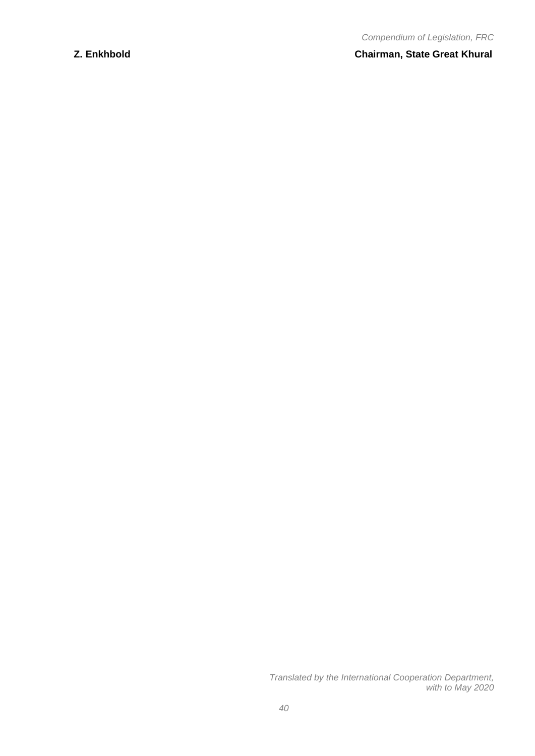**Z. Enkhbold** **Chairman, State Great Khural**